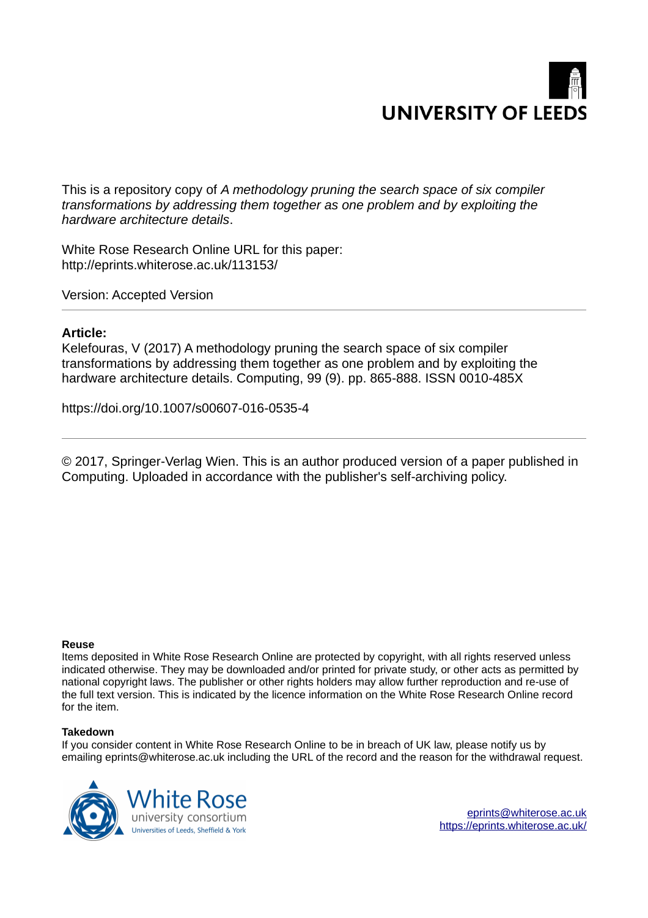UNIVERSITY OF LEEDS

This is a repository copy of *A methodology pruning the search space of six compiler transformations by addressing them together as one problem and by exploiting the hardware architecture details*.

White Rose Research Online URL for this paper:
http://eprints.whiterose.ac.uk/113153/

Version: Accepted Version

---

**Article:**

Kelefouras, V (2017) A methodology pruning the search space of six compiler transformations by addressing them together as one problem and by exploiting the hardware architecture details. Computing, 99 (9). pp. 865-888. ISSN 0010-485X

https://doi.org/10.1007/s00607-016-0535-4

---

© 2017, Springer-Verlag Wien. This is an author produced version of a paper published in Computing. Uploaded in accordance with the publisher's self-archiving policy.

**Reuse**

Items deposited in White Rose Research Online are protected by copyright, with all rights reserved unless indicated otherwise. They may be downloaded and/or printed for private study, or other acts as permitted by national copyright laws. The publisher or other rights holders may allow further reproduction and re-use of the full text version. This is indicated by the licence information on the White Rose Research Online record for the item.

**Takedown**

If you consider content in White Rose Research Online to be in breach of UK law, please notify us by emailing eprints@whiterose.ac.uk including the URL of the record and the reason for the withdrawal request.

White Rose university consortium
Universities of Leeds, Sheffield & York

eprints@whiterose.ac.uk
https://eprints.whiterose.ac.uk/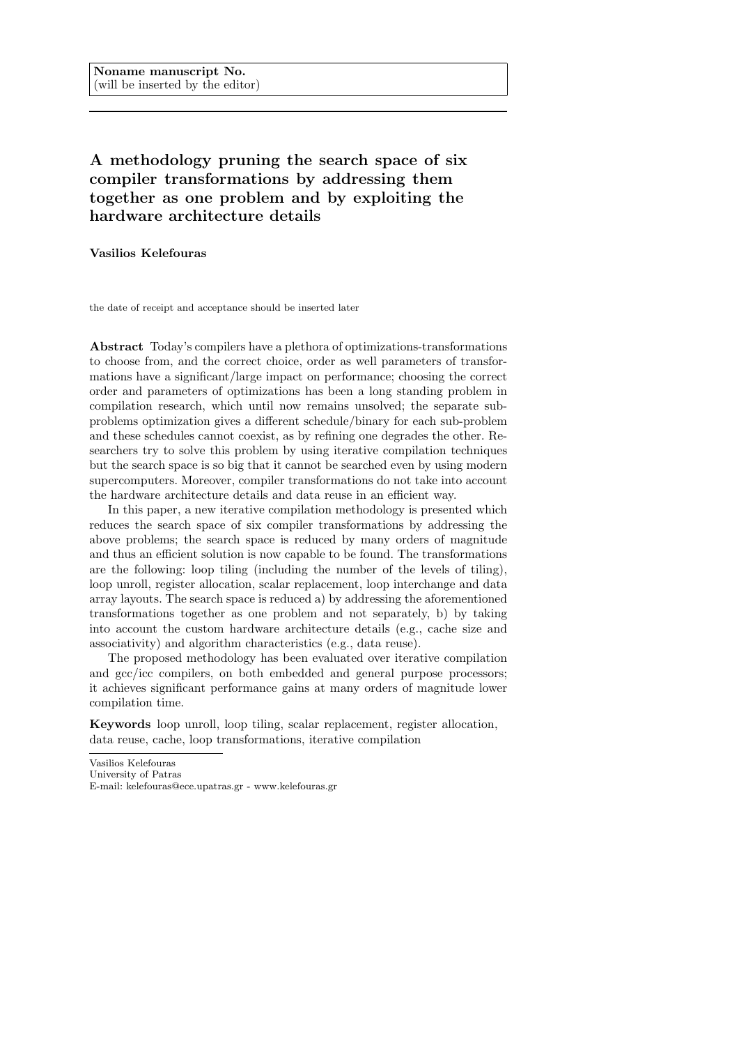Noname manuscript No.
(will be inserted by the editor)

# A methodology pruning the search space of six compiler transformations by addressing them together as one problem and by exploiting the hardware architecture details

**Vasilios Kelefouras**

the date of receipt and acceptance should be inserted later

**Abstract** Today's compilers have a plethora of optimizations-transformations to choose from, and the correct choice, order as well parameters of transformations have a significant/large impact on performance; choosing the correct order and parameters of optimizations has been a long standing problem in compilation research, which until now remains unsolved; the separate sub-problems optimization gives a different schedule/binary for each sub-problem and these schedules cannot coexist, as by refining one degrades the other. Researchers try to solve this problem by using iterative compilation techniques but the search space is so big that it cannot be searched even by using modern supercomputers. Moreover, compiler transformations do not take into account the hardware architecture details and data reuse in an efficient way.

In this paper, a new iterative compilation methodology is presented which reduces the search space of six compiler transformations by addressing the above problems; the search space is reduced by many orders of magnitude and thus an efficient solution is now capable to be found. The transformations are the following: loop tiling (including the number of the levels of tiling), loop unroll, register allocation, scalar replacement, loop interchange and data array layouts. The search space is reduced a) by addressing the aforementioned transformations together as one problem and not separately, b) by taking into account the custom hardware architecture details (e.g., cache size and associativity) and algorithm characteristics (e.g., data reuse).

The proposed methodology has been evaluated over iterative compilation and gcc/icc compilers, on both embedded and general purpose processors; it achieves significant performance gains at many orders of magnitude lower compilation time.

**Keywords** loop unroll, loop tiling, scalar replacement, register allocation, data reuse, cache, loop transformations, iterative compilation

Vasilios Kelefouras
University of Patras
E-mail: kelefouras@ece.upatras.gr - www.kelefouras.gr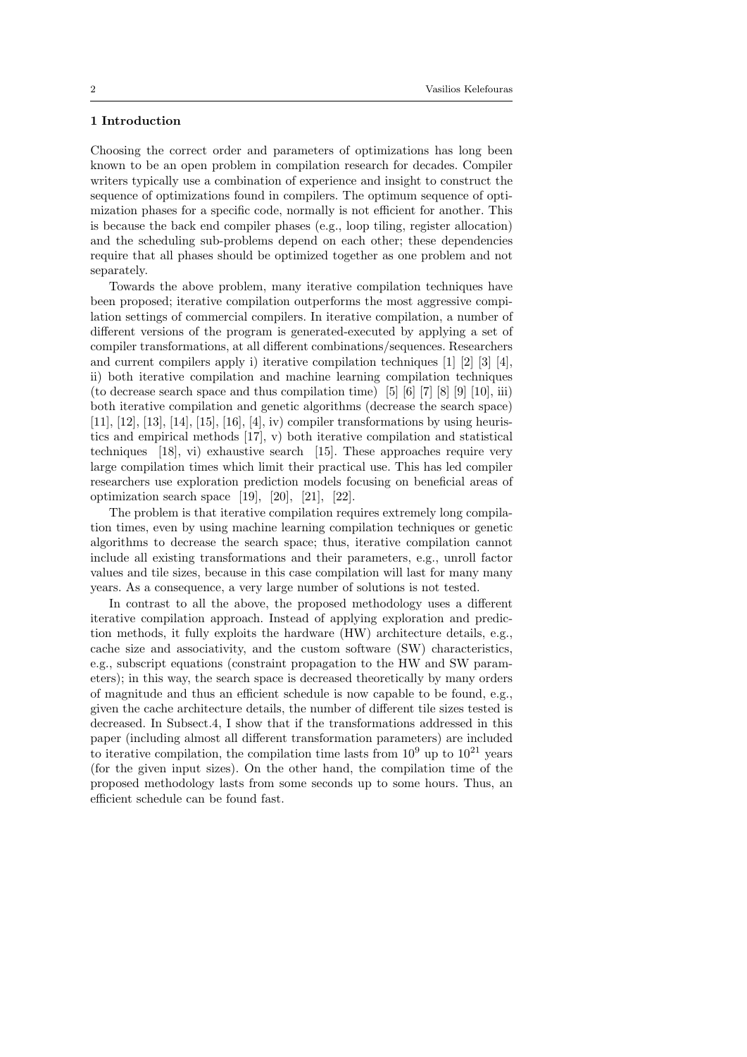## 1 Introduction

Choosing the correct order and parameters of optimizations has long been known to be an open problem in compilation research for decades. Compiler writers typically use a combination of experience and insight to construct the sequence of optimizations found in compilers. The optimum sequence of optimization phases for a specific code, normally is not efficient for another. This is because the back end compiler phases (e.g., loop tiling, register allocation) and the scheduling sub-problems depend on each other; these dependencies require that all phases should be optimized together as one problem and not separately.

Towards the above problem, many iterative compilation techniques have been proposed; iterative compilation outperforms the most aggressive compilation settings of commercial compilers. In iterative compilation, a number of different versions of the program is generated-executed by applying a set of compiler transformations, at all different combinations/sequences. Researchers and current compilers apply i) iterative compilation techniques [1] [2] [3] [4], ii) both iterative compilation and machine learning compilation techniques (to decrease search space and thus compilation time) [5] [6] [7] [8] [9] [10], iii) both iterative compilation and genetic algorithms (decrease the search space) [11], [12], [13], [14], [15], [16], [4], iv) compiler transformations by using heuristics and empirical methods [17], v) both iterative compilation and statistical techniques [18], vi) exhaustive search [15]. These approaches require very large compilation times which limit their practical use. This has led compiler researchers use exploration prediction models focusing on beneficial areas of optimization search space [19], [20], [21], [22].

The problem is that iterative compilation requires extremely long compilation times, even by using machine learning compilation techniques or genetic algorithms to decrease the search space; thus, iterative compilation cannot include all existing transformations and their parameters, e.g., unroll factor values and tile sizes, because in this case compilation will last for many many years. As a consequence, a very large number of solutions is not tested.

In contrast to all the above, the proposed methodology uses a different iterative compilation approach. Instead of applying exploration and prediction methods, it fully exploits the hardware (HW) architecture details, e.g., cache size and associativity, and the custom software (SW) characteristics, e.g., subscript equations (constraint propagation to the HW and SW parameters); in this way, the search space is decreased theoretically by many orders of magnitude and thus an efficient schedule is now capable to be found, e.g., given the cache architecture details, the number of different tile sizes tested is decreased. In Subsect.4, I show that if the transformations addressed in this paper (including almost all different transformation parameters) are included to iterative compilation, the compilation time lasts from $10^9$ up to $10^{21}$ years (for the given input sizes). On the other hand, the compilation time of the proposed methodology lasts from some seconds up to some hours. Thus, an efficient schedule can be found fast.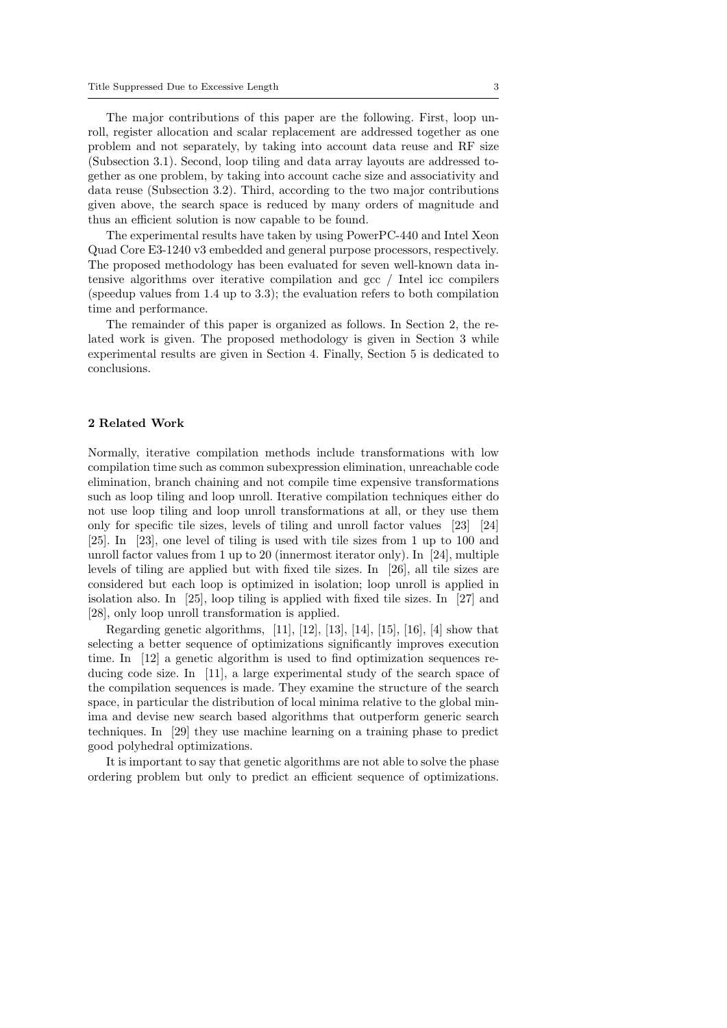The major contributions of this paper are the following. First, loop unroll, register allocation and scalar replacement are addressed together as one problem and not separately, by taking into account data reuse and RF size (Subsection 3.1). Second, loop tiling and data array layouts are addressed together as one problem, by taking into account cache size and associativity and data reuse (Subsection 3.2). Third, according to the two major contributions given above, the search space is reduced by many orders of magnitude and thus an efficient solution is now capable to be found.

The experimental results have taken by using PowerPC-440 and Intel Xeon Quad Core E3-1240 v3 embedded and general purpose processors, respectively. The proposed methodology has been evaluated for seven well-known data intensive algorithms over iterative compilation and gcc / Intel icc compilers (speedup values from 1.4 up to 3.3); the evaluation refers to both compilation time and performance.

The remainder of this paper is organized as follows. In Section 2, the related work is given. The proposed methodology is given in Section 3 while experimental results are given in Section 4. Finally, Section 5 is dedicated to conclusions.

## 2 Related Work

Normally, iterative compilation methods include transformations with low compilation time such as common subexpression elimination, unreachable code elimination, branch chaining and not compile time expensive transformations such as loop tiling and loop unroll. Iterative compilation techniques either do not use loop tiling and loop unroll transformations at all, or they use them only for specific tile sizes, levels of tiling and unroll factor values [23] [24] [25]. In [23], one level of tiling is used with tile sizes from 1 up to 100 and unroll factor values from 1 up to 20 (innermost iterator only). In [24], multiple levels of tiling are applied but with fixed tile sizes. In [26], all tile sizes are considered but each loop is optimized in isolation; loop unroll is applied in isolation also. In [25], loop tiling is applied with fixed tile sizes. In [27] and [28], only loop unroll transformation is applied.

Regarding genetic algorithms, [11], [12], [13], [14], [15], [16], [4] show that selecting a better sequence of optimizations significantly improves execution time. In [12] a genetic algorithm is used to find optimization sequences reducing code size. In [11], a large experimental study of the search space of the compilation sequences is made. They examine the structure of the search space, in particular the distribution of local minima relative to the global minima and devise new search based algorithms that outperform generic search techniques. In [29] they use machine learning on a training phase to predict good polyhedral optimizations.

It is important to say that genetic algorithms are not able to solve the phase ordering problem but only to predict an efficient sequence of optimizations.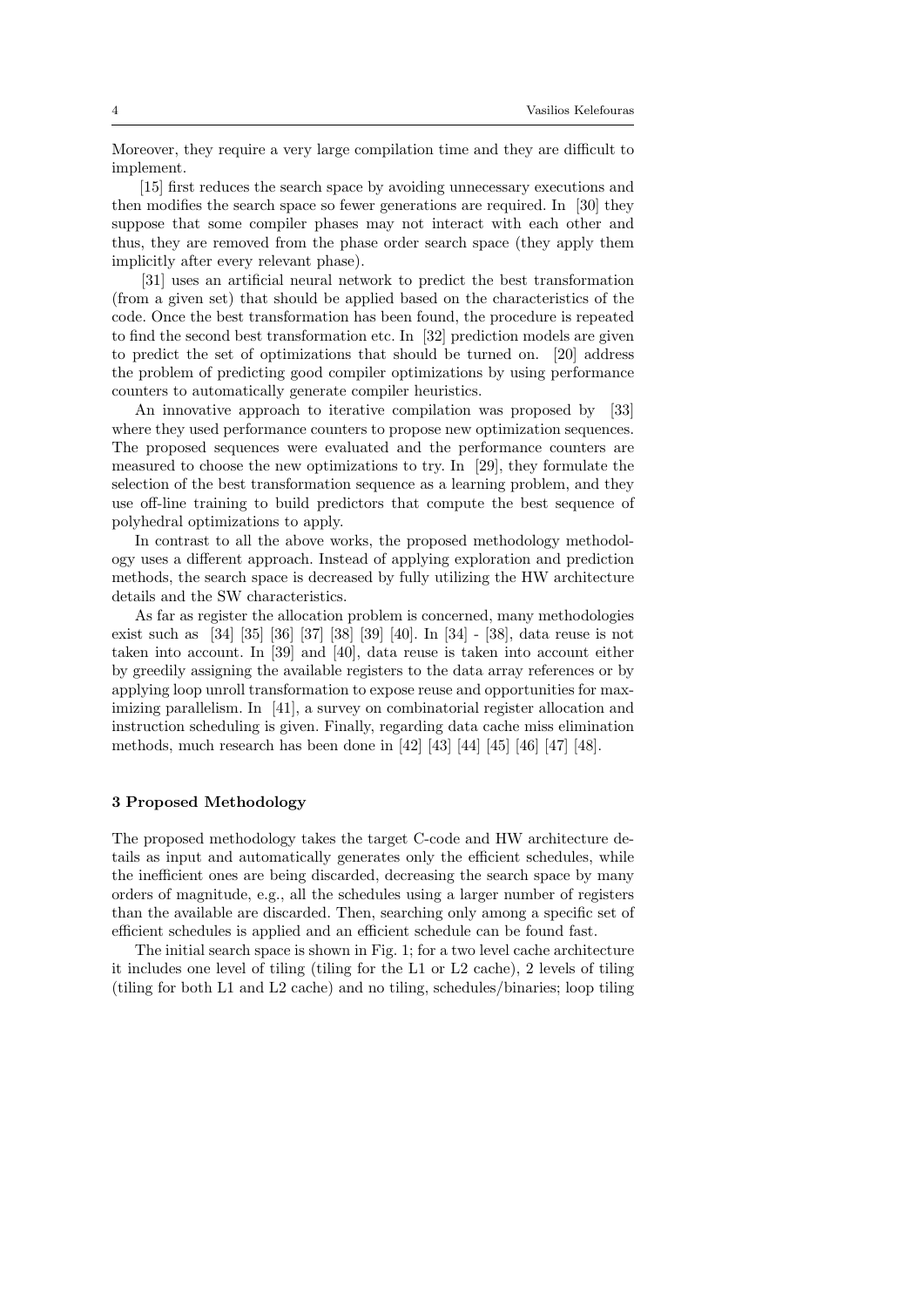Moreover, they require a very large compilation time and they are difficult to implement.

[15] first reduces the search space by avoiding unnecessary executions and then modifies the search space so fewer generations are required. In [30] they suppose that some compiler phases may not interact with each other and thus, they are removed from the phase order search space (they apply them implicitly after every relevant phase).

[31] uses an artificial neural network to predict the best transformation (from a given set) that should be applied based on the characteristics of the code. Once the best transformation has been found, the procedure is repeated to find the second best transformation etc. In [32] prediction models are given to predict the set of optimizations that should be turned on. [20] address the problem of predicting good compiler optimizations by using performance counters to automatically generate compiler heuristics.

An innovative approach to iterative compilation was proposed by [33] where they used performance counters to propose new optimization sequences. The proposed sequences were evaluated and the performance counters are measured to choose the new optimizations to try. In [29], they formulate the selection of the best transformation sequence as a learning problem, and they use off-line training to build predictors that compute the best sequence of polyhedral optimizations to apply.

In contrast to all the above works, the proposed methodology methodology uses a different approach. Instead of applying exploration and prediction methods, the search space is decreased by fully utilizing the HW architecture details and the SW characteristics.

As far as register the allocation problem is concerned, many methodologies exist such as [34] [35] [36] [37] [38] [39] [40]. In [34] - [38], data reuse is not taken into account. In [39] and [40], data reuse is taken into account either by greedily assigning the available registers to the data array references or by applying loop unroll transformation to expose reuse and opportunities for maximizing parallelism. In [41], a survey on combinatorial register allocation and instruction scheduling is given. Finally, regarding data cache miss elimination methods, much research has been done in [42] [43] [44] [45] [46] [47] [48].

## 3 Proposed Methodology

The proposed methodology takes the target C-code and HW architecture details as input and automatically generates only the efficient schedules, while the inefficient ones are being discarded, decreasing the search space by many orders of magnitude, e.g., all the schedules using a larger number of registers than the available are discarded. Then, searching only among a specific set of efficient schedules is applied and an efficient schedule can be found fast.

The initial search space is shown in Fig. 1; for a two level cache architecture it includes one level of tiling (tiling for the L1 or L2 cache), 2 levels of tiling (tiling for both L1 and L2 cache) and no tiling, schedules/binaries; loop tiling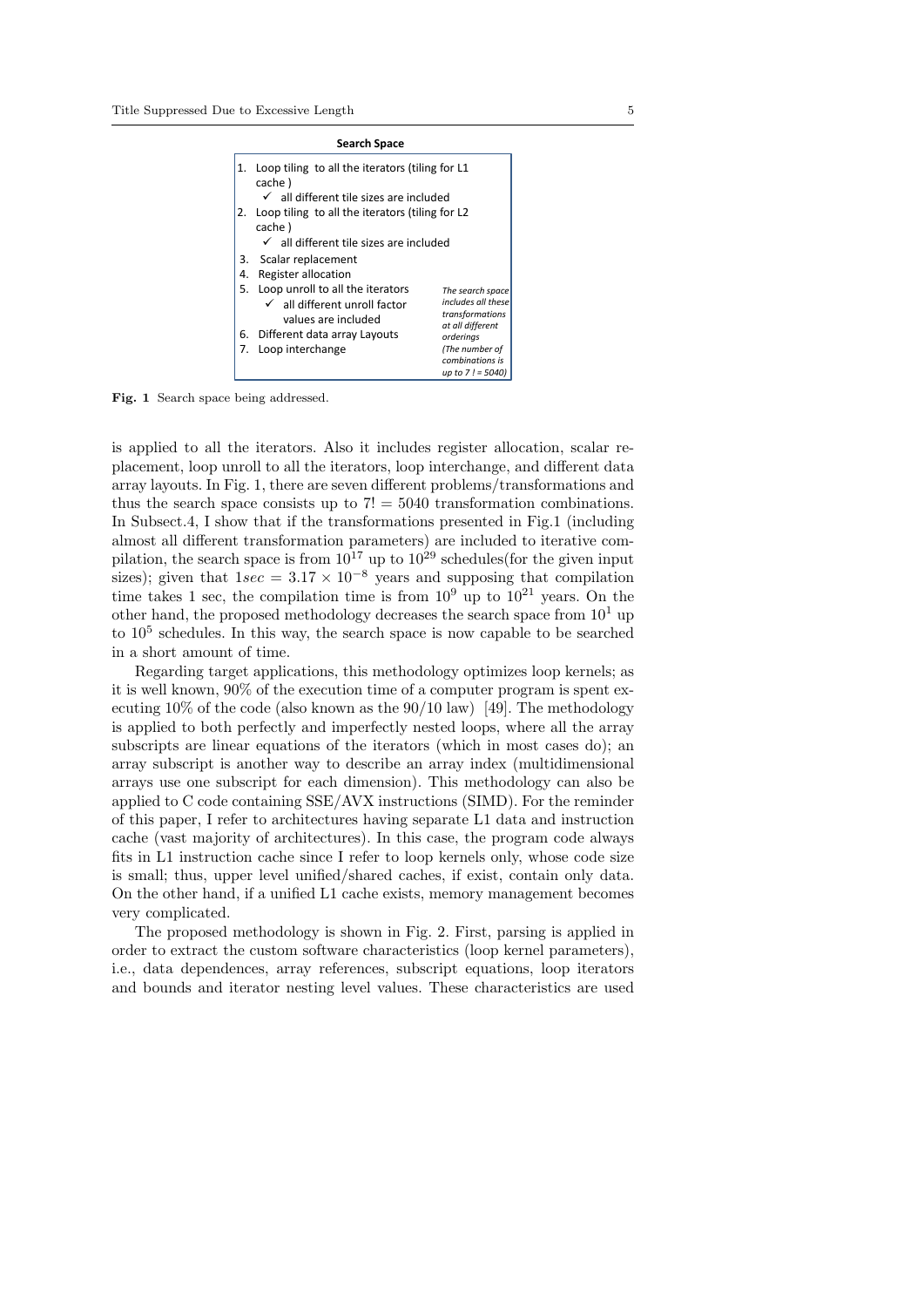**Search Space**

1. Loop tiling to all the iterators (tiling for L1 cache )
   - ✓ all different tile sizes are included
2. Loop tiling to all the iterators (tiling for L2 cache )
   - ✓ all different tile sizes are included
3. Scalar replacement
4. Register allocation
5. Loop unroll to all the iterators
   - ✓ all different unroll factor values are included
6. Different data array Layouts
7. Loop interchange

*The search space includes all these transformations at all different orderings (The number of combinations is up to 7 ! = 5040)*

**Fig. 1** Search space being addressed.

is applied to all the iterators. Also it includes register allocation, scalar replacement, loop unroll to all the iterators, loop interchange, and different data array layouts. In Fig. 1, there are seven different problems/transformations and thus the search space consists up to $7! = 5040$ transformation combinations. In Subsect.4, I show that if the transformations presented in Fig.1 (including almost all different transformation parameters) are included to iterative compilation, the search space is from $10^{17}$ up to $10^{29}$ schedules(for the given input sizes); given that $1sec = 3.17 \times 10^{-8}$ years and supposing that compilation time takes 1 sec, the compilation time is from $10^{9}$ up to $10^{21}$ years. On the other hand, the proposed methodology decreases the search space from $10^{1}$ up to $10^{5}$ schedules. In this way, the search space is now capable to be searched in a short amount of time.

Regarding target applications, this methodology optimizes loop kernels; as it is well known, 90% of the execution time of a computer program is spent executing 10% of the code (also known as the 90/10 law) [49]. The methodology is applied to both perfectly and imperfectly nested loops, where all the array subscripts are linear equations of the iterators (which in most cases do); an array subscript is another way to describe an array index (multidimensional arrays use one subscript for each dimension). This methodology can also be applied to C code containing SSE/AVX instructions (SIMD). For the reminder of this paper, I refer to architectures having separate L1 data and instruction cache (vast majority of architectures). In this case, the program code always fits in L1 instruction cache since I refer to loop kernels only, whose code size is small; thus, upper level unified/shared caches, if exist, contain only data. On the other hand, if a unified L1 cache exists, memory management becomes very complicated.

The proposed methodology is shown in Fig. 2. First, parsing is applied in order to extract the custom software characteristics (loop kernel parameters), i.e., data dependences, array references, subscript equations, loop iterators and bounds and iterator nesting level values. These characteristics are used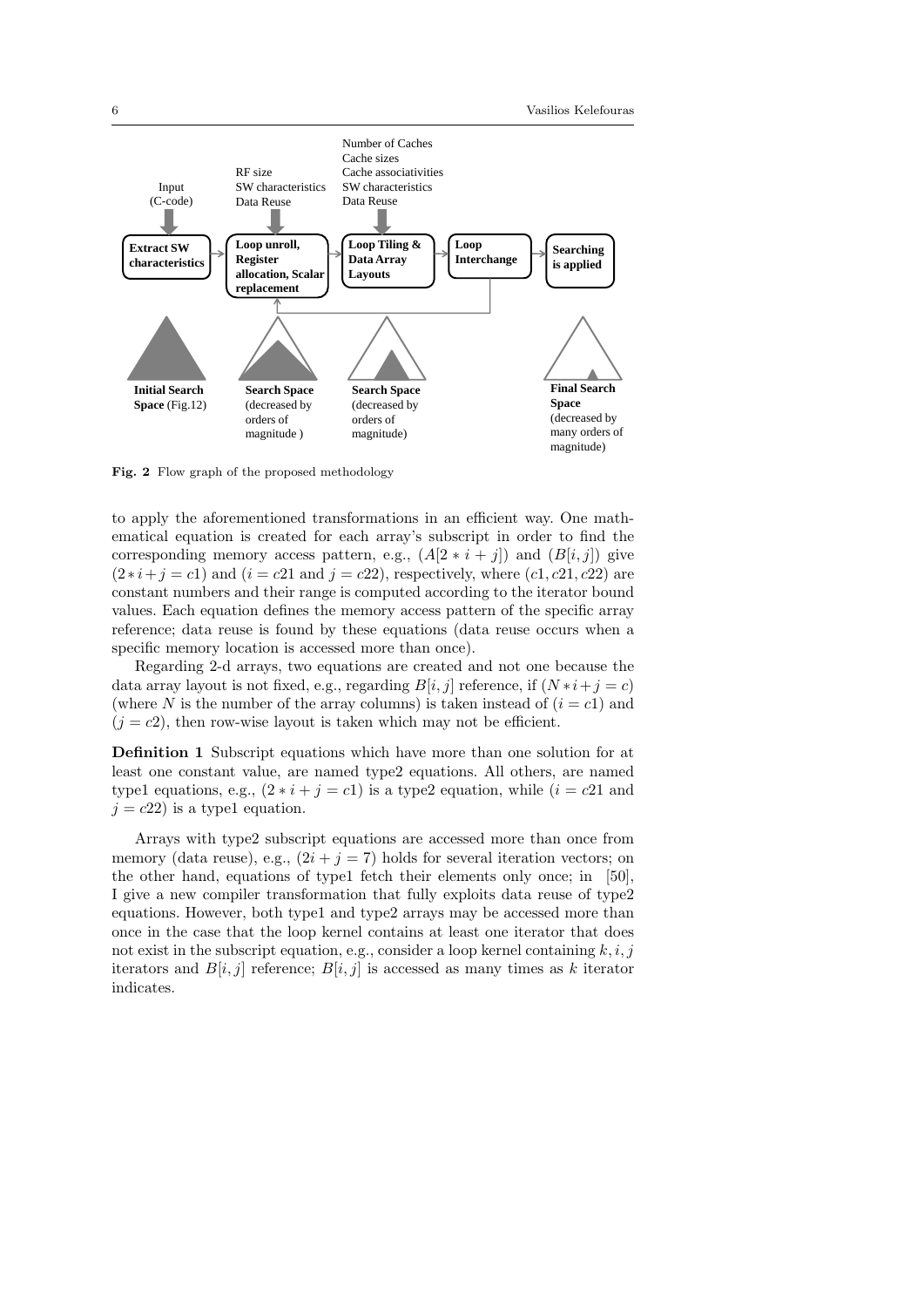Number of Caches
Cache sizes
Cache associativities
SW characteristics
Data Reuse

RF size
SW characteristics
Data Reuse

Input
(C-code)

**Extract SW characteristics** → **Loop unroll, Register allocation, Scalar replacement** → **Loop Tiling & Data Array Layouts** → **Loop Interchange** → **Searching is applied**

**Initial Search Space** (Fig.12)

**Search Space** (decreased by orders of magnitude )

**Search Space** (decreased by orders of magnitude)

**Final Search Space** (decreased by many orders of magnitude)

**Fig. 2** Flow graph of the proposed methodology

to apply the aforementioned transformations in an efficient way. One mathematical equation is created for each array's subscript in order to find the corresponding memory access pattern, e.g., $(A[2*i+j])$ and $(B[i,j])$ give $(2*i+j=c1)$ and $(i=c21$ and $j=c22)$, respectively, where $(c1, c21, c22)$ are constant numbers and their range is computed according to the iterator bound values. Each equation defines the memory access pattern of the specific array reference; data reuse is found by these equations (data reuse occurs when a specific memory location is accessed more than once).

Regarding 2-d arrays, two equations are created and not one because the data array layout is not fixed, e.g., regarding $B[i,j]$ reference, if $(N*i+j=c)$ (where $N$ is the number of the array columns) is taken instead of $(i=c1)$ and $(j=c2)$, then row-wise layout is taken which may not be efficient.

**Definition 1** Subscript equations which have more than one solution for at least one constant value, are named type2 equations. All others, are named type1 equations, e.g., $(2*i+j=c1)$ is a type2 equation, while $(i=c21$ and $j=c22)$ is a type1 equation.

Arrays with type2 subscript equations are accessed more than once from memory (data reuse), e.g., $(2i+j=7)$ holds for several iteration vectors; on the other hand, equations of type1 fetch their elements only once; in [50], I give a new compiler transformation that fully exploits data reuse of type2 equations. However, both type1 and type2 arrays may be accessed more than once in the case that the loop kernel contains at least one iterator that does not exist in the subscript equation, e.g., consider a loop kernel containing $k,i,j$ iterators and $B[i,j]$ reference; $B[i,j]$ is accessed as many times as $k$ iterator indicates.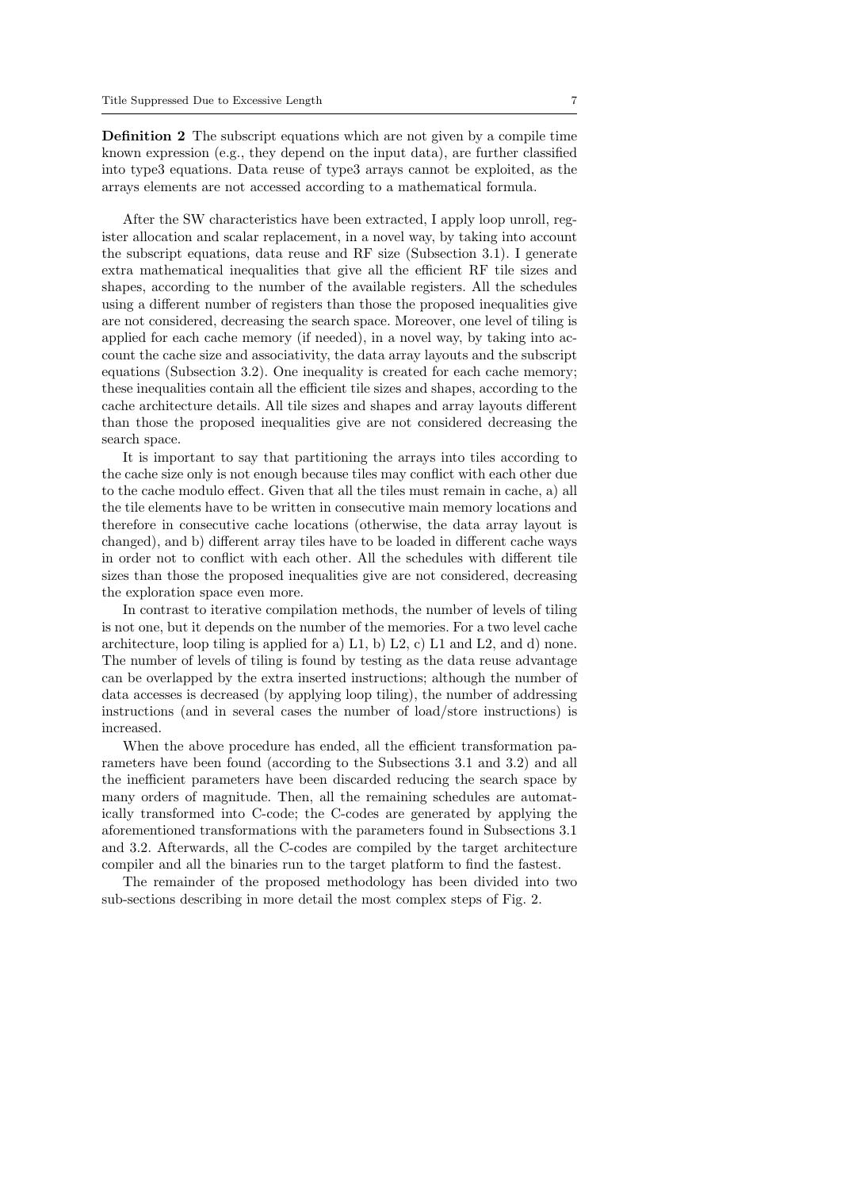**Definition 2** The subscript equations which are not given by a compile time known expression (e.g., they depend on the input data), are further classified into type3 equations. Data reuse of type3 arrays cannot be exploited, as the arrays elements are not accessed according to a mathematical formula.

After the SW characteristics have been extracted, I apply loop unroll, register allocation and scalar replacement, in a novel way, by taking into account the subscript equations, data reuse and RF size (Subsection 3.1). I generate extra mathematical inequalities that give all the efficient RF tile sizes and shapes, according to the number of the available registers. All the schedules using a different number of registers than those the proposed inequalities give are not considered, decreasing the search space. Moreover, one level of tiling is applied for each cache memory (if needed), in a novel way, by taking into account the cache size and associativity, the data array layouts and the subscript equations (Subsection 3.2). One inequality is created for each cache memory; these inequalities contain all the efficient tile sizes and shapes, according to the cache architecture details. All tile sizes and shapes and array layouts different than those the proposed inequalities give are not considered decreasing the search space.

It is important to say that partitioning the arrays into tiles according to the cache size only is not enough because tiles may conflict with each other due to the cache modulo effect. Given that all the tiles must remain in cache, a) all the tile elements have to be written in consecutive main memory locations and therefore in consecutive cache locations (otherwise, the data array layout is changed), and b) different array tiles have to be loaded in different cache ways in order not to conflict with each other. All the schedules with different tile sizes than those the proposed inequalities give are not considered, decreasing the exploration space even more.

In contrast to iterative compilation methods, the number of levels of tiling is not one, but it depends on the number of the memories. For a two level cache architecture, loop tiling is applied for a) L1, b) L2, c) L1 and L2, and d) none. The number of levels of tiling is found by testing as the data reuse advantage can be overlapped by the extra inserted instructions; although the number of data accesses is decreased (by applying loop tiling), the number of addressing instructions (and in several cases the number of load/store instructions) is increased.

When the above procedure has ended, all the efficient transformation parameters have been found (according to the Subsections 3.1 and 3.2) and all the inefficient parameters have been discarded reducing the search space by many orders of magnitude. Then, all the remaining schedules are automatically transformed into C-code; the C-codes are generated by applying the aforementioned transformations with the parameters found in Subsections 3.1 and 3.2. Afterwards, all the C-codes are compiled by the target architecture compiler and all the binaries run to the target platform to find the fastest.

The remainder of the proposed methodology has been divided into two sub-sections describing in more detail the most complex steps of Fig. 2.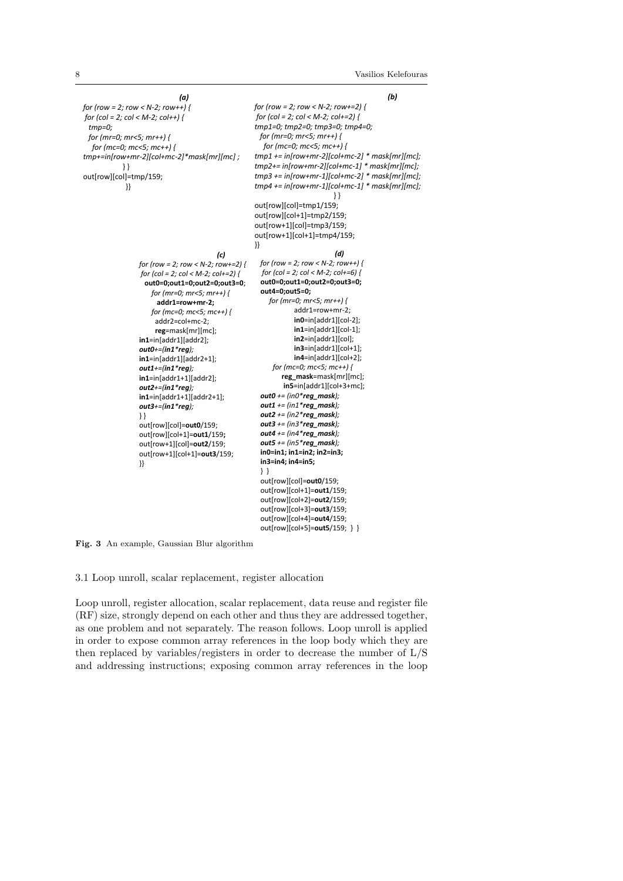**(a)**

```
for (row = 2; row < N-2; row++) {
 for (col = 2; col < M-2; col++) {
  tmp=0;
  for (mr=0; mr<5; mr++) {
   for (mc=0; mc<5; mc++) {
tmp+=in[row+mr-2][col+mc-2]*mask[mr][mc] ;
            } }
out[row][col]=tmp/159;
            }}
```

**(b)**

```
for (row = 2; row < N-2; row+=2) {
 for (col = 2; col < M-2; col+=2) {
tmp1=0; tmp2=0; tmp3=0; tmp4=0;
  for (mr=0; mr<5; mr++) {
   for (mc=0; mc<5; mc++) {
tmp1 += in[row+mr-2][col+mc-2] * mask[mr][mc];
tmp2+= in[row+mr-2][col+mc-1] * mask[mr][mc];
tmp3 += in[row+mr-1][col+mc-2] * mask[mr][mc];
tmp4 += in[row+mr-1][col+mc-1] * mask[mr][mc];
                                   } }
out[row][col]=tmp1/159;
out[row][col+1]=tmp2/159;
out[row+1][col]=tmp3/159;
out[row+1][col+1]=tmp4/159;
}}
```

**(c)**

```
for (row = 2; row < N-2; row+=2) {
 for (col = 2; col < M-2; col+=2) {
  out0=0;out1=0;out2=0;out3=0;
    for (mr=0; mr<5; mr++) {
      addr1=row+mr-2;
    for (mc=0; mc<5; mc++) {
      addr2=col+mc-2;
      reg=mask[mr][mc];
in1=in[addr1][addr2];
out0+=(in1*reg);
in1=in[addr1][addr2+1];
out1+=(in1*reg);
in1=in[addr1+1][addr2];
out2+=(in1*reg);
in1=in[addr1+1][addr2+1];
out3+=(in1*reg);
} }
out[row][col]=out0/159;
out[row][col+1]=out1/159;
out[row+1][col]=out2/159;
out[row+1][col+1]=out3/159;
}}
```

**(d)**

```
for (row = 2; row < N-2; row++) {
 for (col = 2; col < M-2; col+=6) {
out0=0;out1=0;out2=0;out3=0;
out4=0;out5=0;
   for (mr=0; mr<5; mr++) {
          addr1=row+mr-2;
          in0=in[addr1][col-2];
          in1=in[addr1][col-1];
          in2=in[addr1][col];
          in3=in[addr1][col+1];
          in4=in[addr1][col+2];
    for (mc=0; mc<5; mc++) {
      reg_mask=mask[mr][mc];
       in5=in[addr1][col+3+mc];
 out0 += (in0*reg_mask);
 out1 += (in1*reg_mask);
 out2 += (in2*reg_mask);
 out3 += (in3*reg_mask);
 out4 += (in4*reg_mask);
 out5 += (in5*reg_mask);
 in0=in1; in1=in2; in2=in3;
 in3=in4; in4=in5;
 } }
 out[row][col]=out0/159;
 out[row][col+1]=out1/159;
 out[row][col+2]=out2/159;
 out[row][col+3]=out3/159;
 out[row][col+4]=out4/159;
 out[row][col+5]=out5/159;  } }
```

**Fig. 3** An example, Gaussian Blur algorithm

### 3.1 Loop unroll, scalar replacement, register allocation

Loop unroll, register allocation, scalar replacement, data reuse and register file (RF) size, strongly depend on each other and thus they are addressed together, as one problem and not separately. The reason follows. Loop unroll is applied in order to expose common array references in the loop body which they are then replaced by variables/registers in order to decrease the number of L/S and addressing instructions; exposing common array references in the loop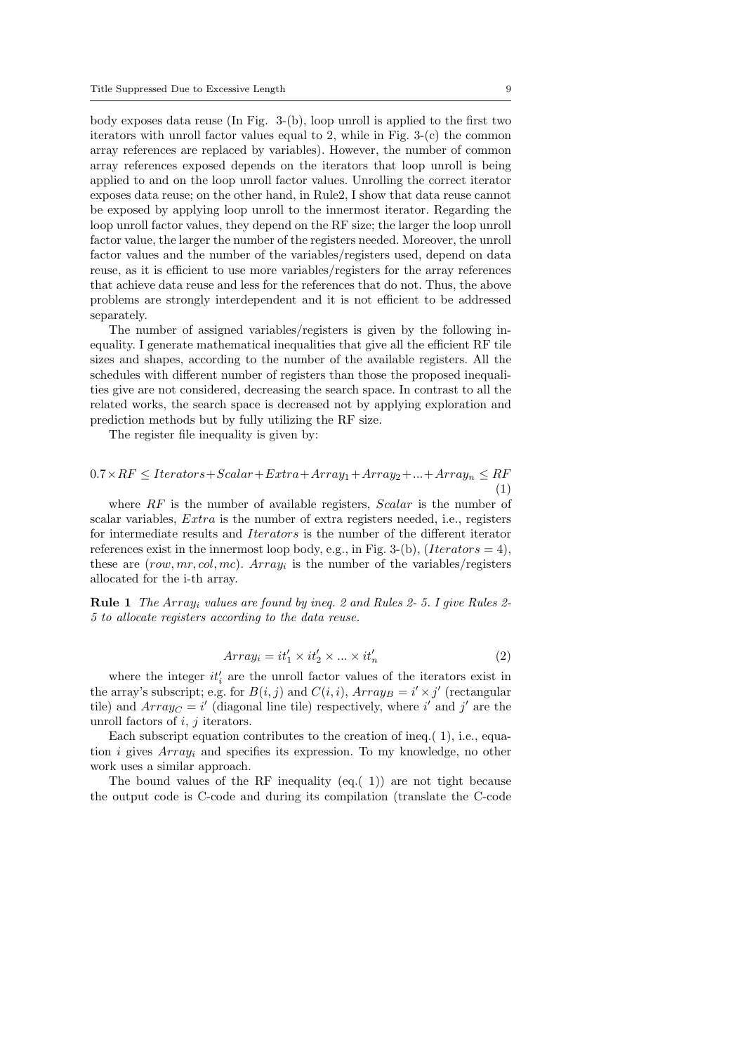body exposes data reuse (In Fig. 3-(b), loop unroll is applied to the first two iterators with unroll factor values equal to 2, while in Fig. 3-(c) the common array references are replaced by variables). However, the number of common array references exposed depends on the iterators that loop unroll is being applied to and on the loop unroll factor values. Unrolling the correct iterator exposes data reuse; on the other hand, in Rule2, I show that data reuse cannot be exposed by applying loop unroll to the innermost iterator. Regarding the loop unroll factor values, they depend on the RF size; the larger the loop unroll factor value, the larger the number of the registers needed. Moreover, the unroll factor values and the number of the variables/registers used, depend on data reuse, as it is efficient to use more variables/registers for the array references that achieve data reuse and less for the references that do not. Thus, the above problems are strongly interdependent and it is not efficient to be addressed separately.

The number of assigned variables/registers is given by the following inequality. I generate mathematical inequalities that give all the efficient RF tile sizes and shapes, according to the number of the available registers. All the schedules with different number of registers than those the proposed inequalities give are not considered, decreasing the search space. In contrast to all the related works, the search space is decreased not by applying exploration and prediction methods but by fully utilizing the RF size.

The register file inequality is given by:

$$0.7 \times RF \leq Iterators + Scalar + Extra + Array_1 + Array_2 + ... + Array_n \leq RF \quad (1)$$

where $RF$ is the number of available registers, $Scalar$ is the number of scalar variables, $Extra$ is the number of extra registers needed, i.e., registers for intermediate results and $Iterators$ is the number of the different iterator references exist in the innermost loop body, e.g., in Fig. 3-(b), ($Iterators = 4$), these are $(row, mr, col, mc)$. $Array_i$ is the number of the variables/registers allocated for the i-th array.

**Rule 1** *The $Array_i$ values are found by ineq. 2 and Rules 2- 5. I give Rules 2- 5 to allocate registers according to the data reuse.*

$$Array_i = it'_1 \times it'_2 \times ... \times it'_n \quad (2)$$

where the integer $it'_i$ are the unroll factor values of the iterators exist in the array's subscript; e.g. for $B(i,j)$ and $C(i,i)$, $Array_B = i' \times j'$ (rectangular tile) and $Array_C = i'$ (diagonal line tile) respectively, where $i'$ and $j'$ are the unroll factors of $i$, $j$ iterators.

Each subscript equation contributes to the creation of ineq.( 1), i.e., equation $i$ gives $Array_i$ and specifies its expression. To my knowledge, no other work uses a similar approach.

The bound values of the RF inequality (eq.( 1)) are not tight because the output code is C-code and during its compilation (translate the C-code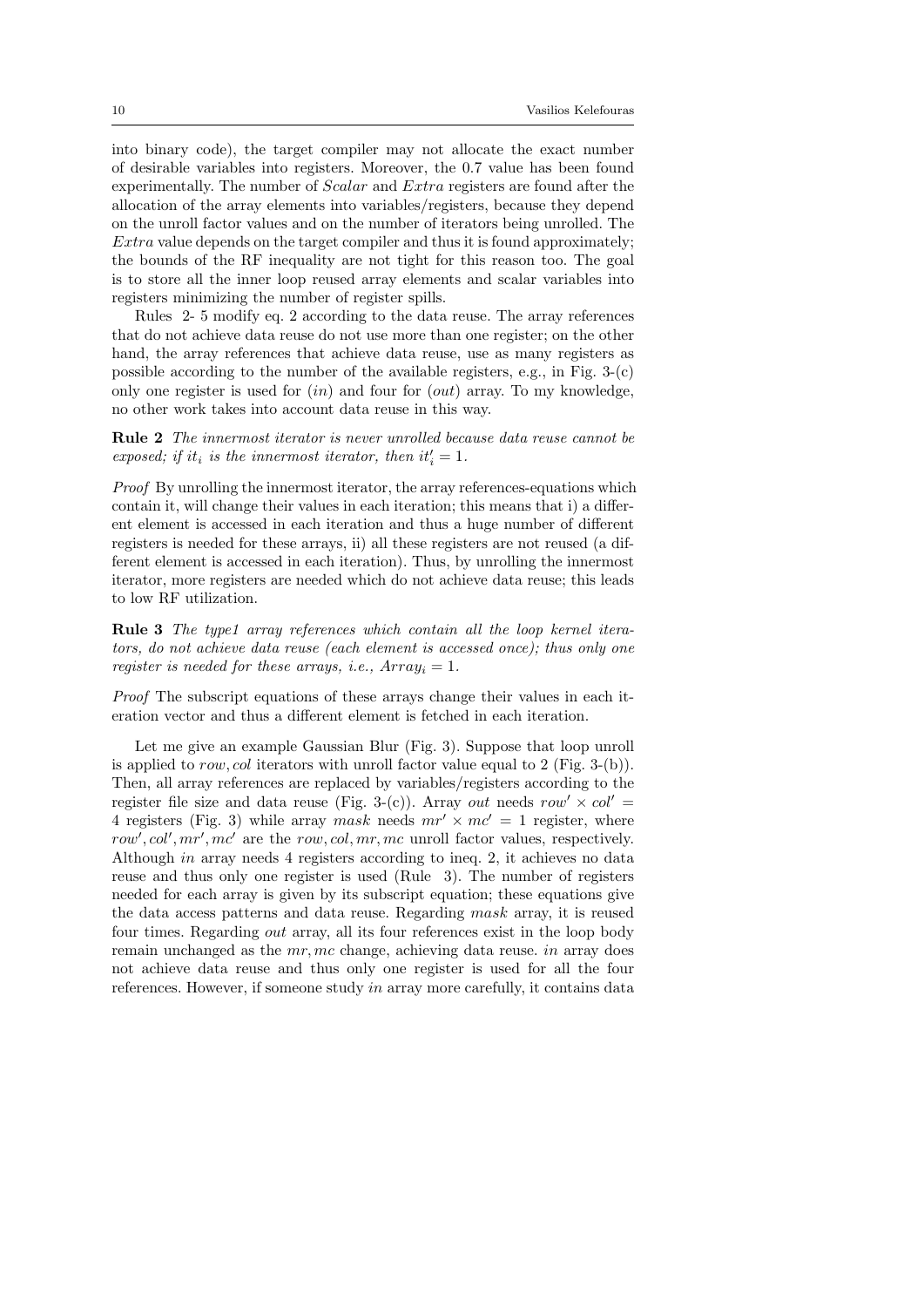into binary code), the target compiler may not allocate the exact number of desirable variables into registers. Moreover, the 0.7 value has been found experimentally. The number of $Scalar$ and $Extra$ registers are found after the allocation of the array elements into variables/registers, because they depend on the unroll factor values and on the number of iterators being unrolled. The $Extra$ value depends on the target compiler and thus it is found approximately; the bounds of the RF inequality are not tight for this reason too. The goal is to store all the inner loop reused array elements and scalar variables into registers minimizing the number of register spills.

Rules 2- 5 modify eq. 2 according to the data reuse. The array references that do not achieve data reuse do not use more than one register; on the other hand, the array references that achieve data reuse, use as many registers as possible according to the number of the available registers, e.g., in Fig. 3-(c) only one register is used for ($in$) and four for ($out$) array. To my knowledge, no other work takes into account data reuse in this way.

**Rule 2** *The innermost iterator is never unrolled because data reuse cannot be exposed; if* $it_i$ *is the innermost iterator, then* $it'_i = 1$.

*Proof* By unrolling the innermost iterator, the array references-equations which contain it, will change their values in each iteration; this means that i) a different element is accessed in each iteration and thus a huge number of different registers is needed for these arrays, ii) all these registers are not reused (a different element is accessed in each iteration). Thus, by unrolling the innermost iterator, more registers are needed which do not achieve data reuse; this leads to low RF utilization.

**Rule 3** *The type1 array references which contain all the loop kernel iterators, do not achieve data reuse (each element is accessed once); thus only one register is needed for these arrays, i.e.,* $Array_i = 1$.

*Proof* The subscript equations of these arrays change their values in each iteration vector and thus a different element is fetched in each iteration.

Let me give an example Gaussian Blur (Fig. 3). Suppose that loop unroll is applied to $row, col$ iterators with unroll factor value equal to 2 (Fig. 3-(b)). Then, all array references are replaced by variables/registers according to the register file size and data reuse (Fig. 3-(c)). Array $out$ needs $row' \times col' = 4$ registers (Fig. 3) while array $mask$ needs $mr' \times mc' = 1$ register, where $row', col', mr', mc'$ are the $row, col, mr, mc$ unroll factor values, respectively. Although $in$ array needs 4 registers according to ineq. 2, it achieves no data reuse and thus only one register is used (Rule 3). The number of registers needed for each array is given by its subscript equation; these equations give the data access patterns and data reuse. Regarding $mask$ array, it is reused four times. Regarding $out$ array, all its four references exist in the loop body remain unchanged as the $mr, mc$ change, achieving data reuse. $in$ array does not achieve data reuse and thus only one register is used for all the four references. However, if someone study $in$ array more carefully, it contains data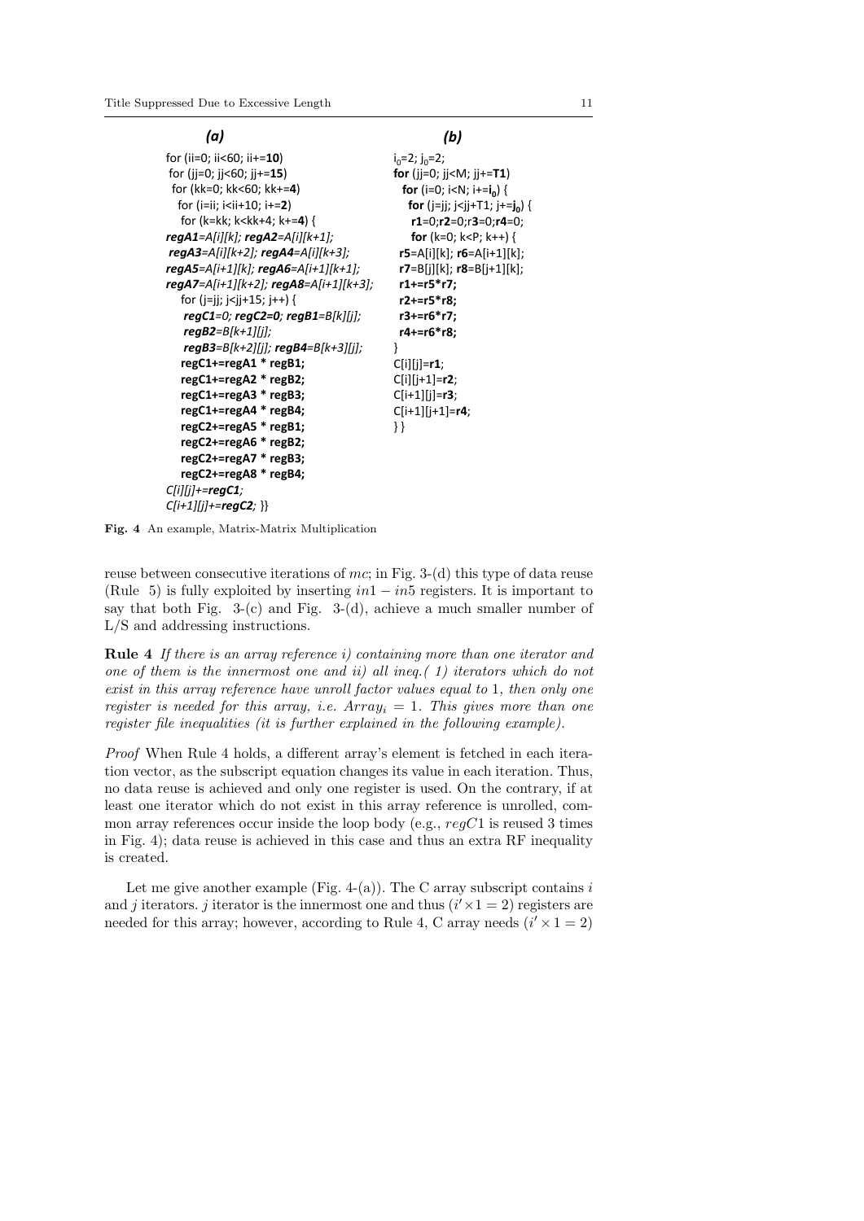*(a)*

```
for (ii=0; ii<60; ii+=10)
 for (jj=0; jj<60; jj+=15)
  for (kk=0; kk<60; kk+=4)
   for (i=ii; i<ii+10; i+=2)
    for (k=kk; k<kk+4; k+=4) {
regA1=A[i][k]; regA2=A[i][k+1];
 regA3=A[i][k+2]; regA4=A[i][k+3];
regA5=A[i+1][k]; regA6=A[i+1][k+1];
regA7=A[i+1][k+2]; regA8=A[i+1][k+3];
    for (j=jj; j<jj+15; j++) {
     regC1=0; regC2=0; regB1=B[k][j];
     regB2=B[k+1][j];
     regB3=B[k+2][j]; regB4=B[k+3][j];
     regC1+=regA1 * regB1;
     regC1+=regA2 * regB2;
     regC1+=regA3 * regB3;
     regC1+=regA4 * regB4;
     regC2+=regA5 * regB1;
     regC2+=regA6 * regB2;
     regC2+=regA7 * regB3;
     regC2+=regA8 * regB4;
C[i][j]+=regC1;
C[i+1][j]+=regC2; }}
```

*(b)*

```
i0=2; j0=2;
for (jj=0; jj<M; jj+=T1)
  for (i=0; i<N; i+=i0) {
    for (j=jj; j<jj+T1; j+=j0) {
      r1=0;r2=0;r3=0;r4=0;
      for (k=0; k<P; k++) {
   r5=A[i][k]; r6=A[i+1][k];
   r7=B[j][k]; r8=B[j+1][k];
   r1+=r5*r7;
   r2+=r5*r8;
   r3+=r6*r7;
   r4+=r6*r8;
   }
   C[i][j]=r1;
   C[i][j+1]=r2;
   C[i+1][j]=r3;
   C[i+1][j+1]=r4;
   }}
```

**Fig. 4** An example, Matrix-Matrix Multiplication

reuse between consecutive iterations of $mc$; in Fig. 3-(d) this type of data reuse (Rule 5) is fully exploited by inserting $in1 - in5$ registers. It is important to say that both Fig. 3-(c) and Fig. 3-(d), achieve a much smaller number of L/S and addressing instructions.

**Rule 4** *If there is an array reference i) containing more than one iterator and one of them is the innermost one and ii) all ineq.( 1) iterators which do not exist in this array reference have unroll factor values equal to* 1*, then only one register is needed for this array, i.e.* $Array_i = 1$*. This gives more than one register file inequalities (it is further explained in the following example).*

*Proof* When Rule 4 holds, a different array's element is fetched in each iteration vector, as the subscript equation changes its value in each iteration. Thus, no data reuse is achieved and only one register is used. On the contrary, if at least one iterator which do not exist in this array reference is unrolled, common array references occur inside the loop body (e.g., $regC1$ is reused 3 times in Fig. 4); data reuse is achieved in this case and thus an extra RF inequality is created.

Let me give another example (Fig. 4-(a)). The C array subscript contains $i$ and $j$ iterators. $j$ iterator is the innermost one and thus $(i' \times 1 = 2)$ registers are needed for this array; however, according to Rule 4, C array needs $(i' \times 1 = 2)$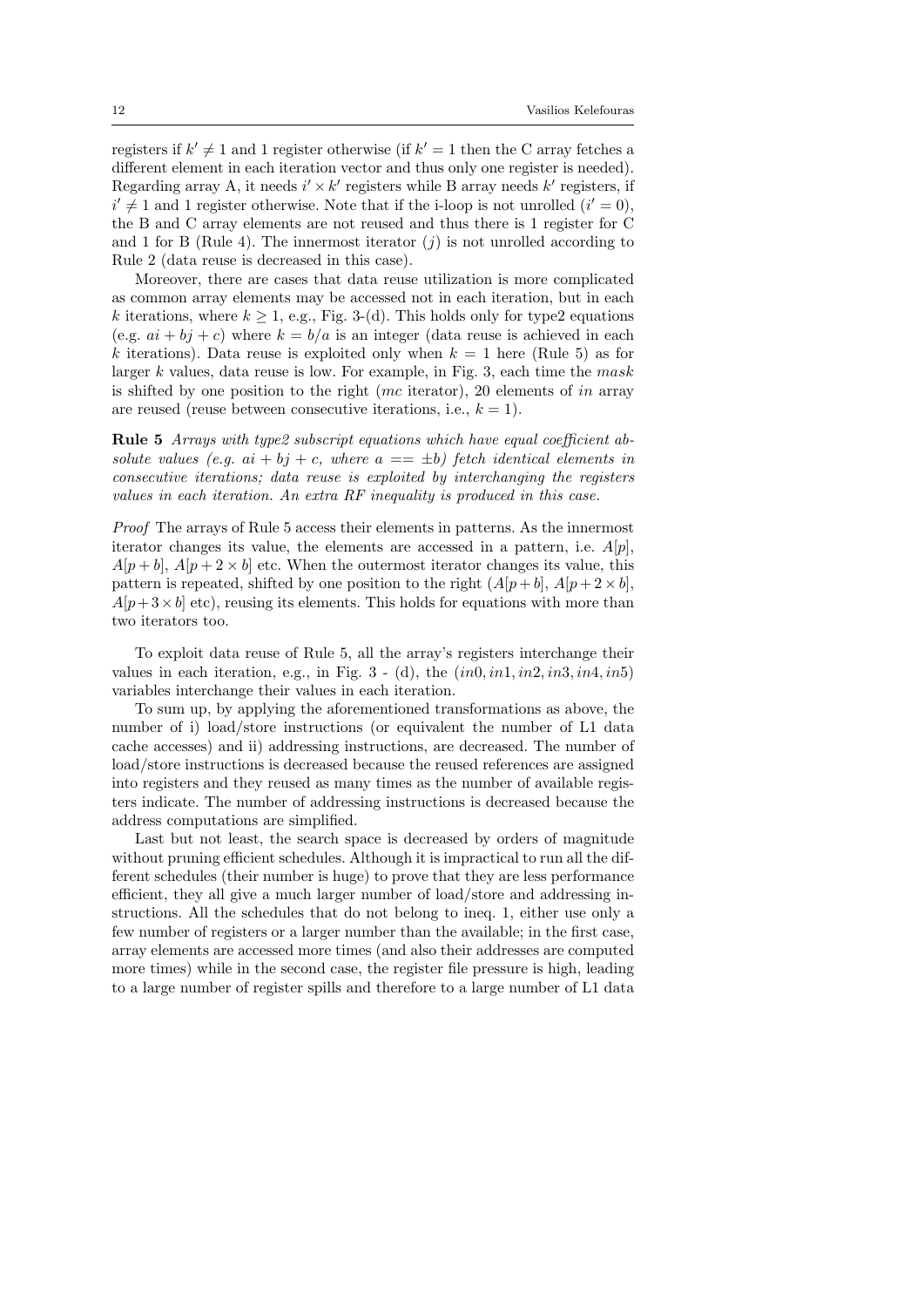registers if $k' \neq 1$ and 1 register otherwise (if $k' = 1$ then the C array fetches a different element in each iteration vector and thus only one register is needed). Regarding array A, it needs $i' \times k'$ registers while B array needs $k'$ registers, if $i' \neq 1$ and 1 register otherwise. Note that if the i-loop is not unrolled ($i' = 0$), the B and C array elements are not reused and thus there is 1 register for C and 1 for B (Rule 4). The innermost iterator ($j$) is not unrolled according to Rule 2 (data reuse is decreased in this case).

Moreover, there are cases that data reuse utilization is more complicated as common array elements may be accessed not in each iteration, but in each $k$ iterations, where $k \geq 1$, e.g., Fig. 3-(d). This holds only for type2 equations (e.g. $ai + bj + c$) where $k = b/a$ is an integer (data reuse is achieved in each $k$ iterations). Data reuse is exploited only when $k = 1$ here (Rule 5) as for larger $k$ values, data reuse is low. For example, in Fig. 3, each time the *mask* is shifted by one position to the right (*mc* iterator), 20 elements of *in* array are reused (reuse between consecutive iterations, i.e., $k = 1$).

**Rule 5** *Arrays with type2 subscript equations which have equal coefficient absolute values (e.g. $ai + bj + c$, where $a == \pm b$) fetch identical elements in consecutive iterations; data reuse is exploited by interchanging the registers values in each iteration. An extra RF inequality is produced in this case.*

*Proof* The arrays of Rule 5 access their elements in patterns. As the innermost iterator changes its value, the elements are accessed in a pattern, i.e. $A[p]$, $A[p + b]$, $A[p + 2 \times b]$ etc. When the outermost iterator changes its value, this pattern is repeated, shifted by one position to the right ($A[p + b]$, $A[p + 2 \times b]$, $A[p + 3 \times b]$ etc), reusing its elements. This holds for equations with more than two iterators too.

To exploit data reuse of Rule 5, all the array's registers interchange their values in each iteration, e.g., in Fig. 3 - (d), the $(in0, in1, in2, in3, in4, in5)$ variables interchange their values in each iteration.

To sum up, by applying the aforementioned transformations as above, the number of i) load/store instructions (or equivalent the number of L1 data cache accesses) and ii) addressing instructions, are decreased. The number of load/store instructions is decreased because the reused references are assigned into registers and they reused as many times as the number of available registers indicate. The number of addressing instructions is decreased because the address computations are simplified.

Last but not least, the search space is decreased by orders of magnitude without pruning efficient schedules. Although it is impractical to run all the different schedules (their number is huge) to prove that they are less performance efficient, they all give a much larger number of load/store and addressing instructions. All the schedules that do not belong to ineq. 1, either use only a few number of registers or a larger number than the available; in the first case, array elements are accessed more times (and also their addresses are computed more times) while in the second case, the register file pressure is high, leading to a large number of register spills and therefore to a large number of L1 data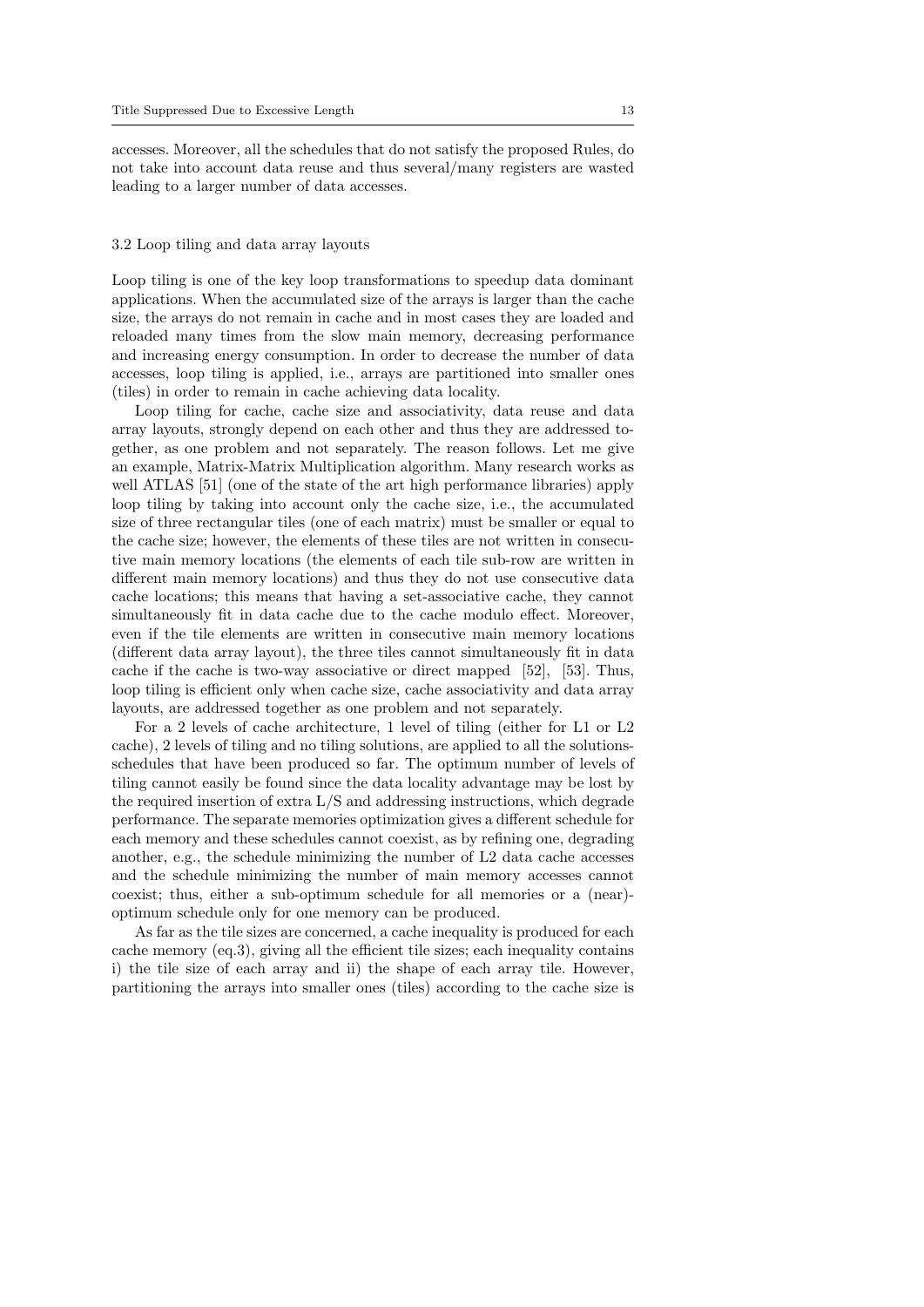accesses. Moreover, all the schedules that do not satisfy the proposed Rules, do not take into account data reuse and thus several/many registers are wasted leading to a larger number of data accesses.

### 3.2 Loop tiling and data array layouts

Loop tiling is one of the key loop transformations to speedup data dominant applications. When the accumulated size of the arrays is larger than the cache size, the arrays do not remain in cache and in most cases they are loaded and reloaded many times from the slow main memory, decreasing performance and increasing energy consumption. In order to decrease the number of data accesses, loop tiling is applied, i.e., arrays are partitioned into smaller ones (tiles) in order to remain in cache achieving data locality.

Loop tiling for cache, cache size and associativity, data reuse and data array layouts, strongly depend on each other and thus they are addressed together, as one problem and not separately. The reason follows. Let me give an example, Matrix-Matrix Multiplication algorithm. Many research works as well ATLAS [51] (one of the state of the art high performance libraries) apply loop tiling by taking into account only the cache size, i.e., the accumulated size of three rectangular tiles (one of each matrix) must be smaller or equal to the cache size; however, the elements of these tiles are not written in consecutive main memory locations (the elements of each tile sub-row are written in different main memory locations) and thus they do not use consecutive data cache locations; this means that having a set-associative cache, they cannot simultaneously fit in data cache due to the cache modulo effect. Moreover, even if the tile elements are written in consecutive main memory locations (different data array layout), the three tiles cannot simultaneously fit in data cache if the cache is two-way associative or direct mapped [52], [53]. Thus, loop tiling is efficient only when cache size, cache associativity and data array layouts, are addressed together as one problem and not separately.

For a 2 levels of cache architecture, 1 level of tiling (either for L1 or L2 cache), 2 levels of tiling and no tiling solutions, are applied to all the solutions-schedules that have been produced so far. The optimum number of levels of tiling cannot easily be found since the data locality advantage may be lost by the required insertion of extra L/S and addressing instructions, which degrade performance. The separate memories optimization gives a different schedule for each memory and these schedules cannot coexist, as by refining one, degrading another, e.g., the schedule minimizing the number of L2 data cache accesses and the schedule minimizing the number of main memory accesses cannot coexist; thus, either a sub-optimum schedule for all memories or a (near)-optimum schedule only for one memory can be produced.

As far as the tile sizes are concerned, a cache inequality is produced for each cache memory (eq.3), giving all the efficient tile sizes; each inequality contains i) the tile size of each array and ii) the shape of each array tile. However, partitioning the arrays into smaller ones (tiles) according to the cache size is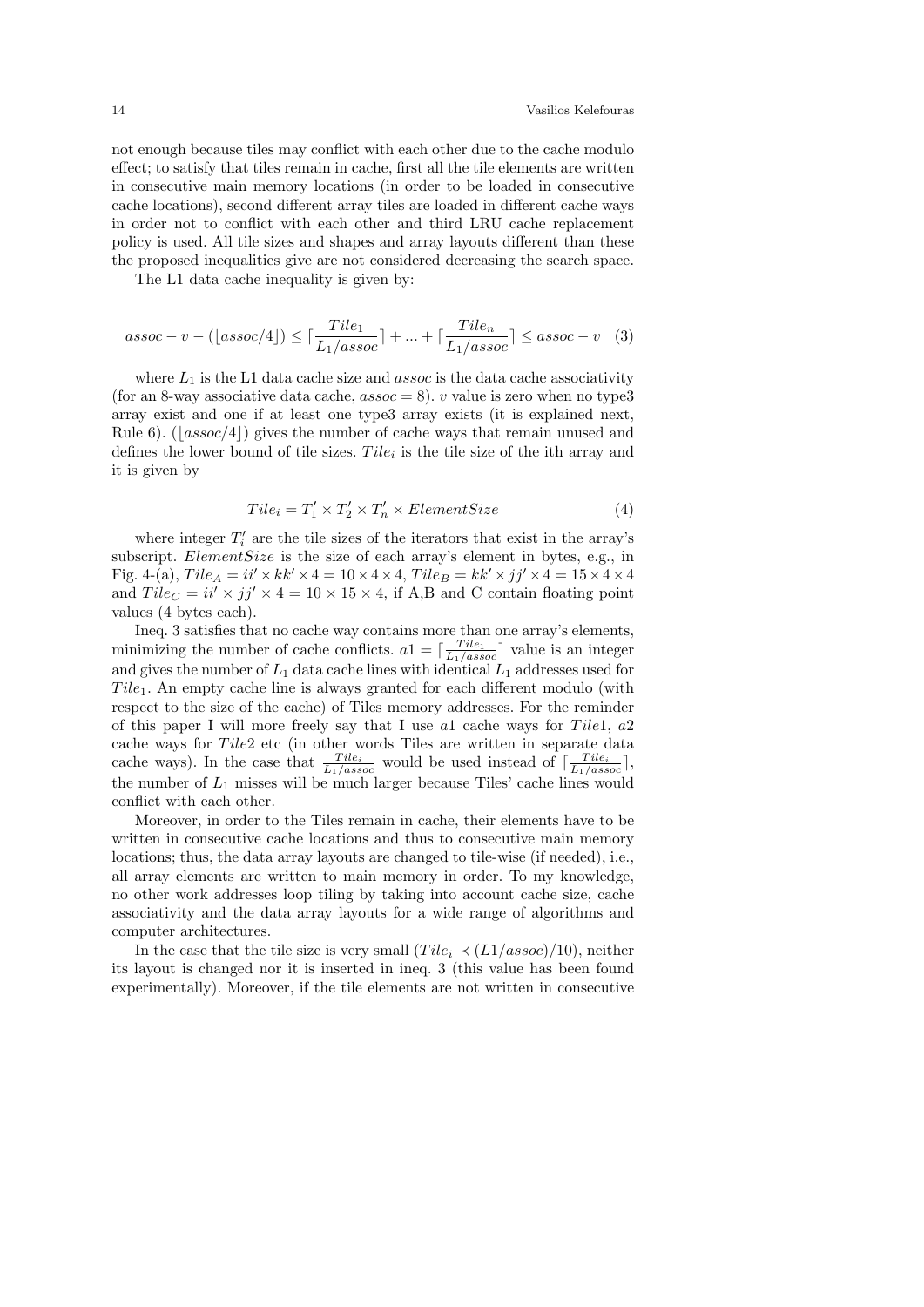not enough because tiles may conflict with each other due to the cache modulo effect; to satisfy that tiles remain in cache, first all the tile elements are written in consecutive main memory locations (in order to be loaded in consecutive cache locations), second different array tiles are loaded in different cache ways in order not to conflict with each other and third LRU cache replacement policy is used. All tile sizes and shapes and array layouts different than these the proposed inequalities give are not considered decreasing the search space.

The L1 data cache inequality is given by:

$$assoc - v - (\lfloor assoc/4 \rfloor) \leq \lceil \frac{Tile_1}{L_1/assoc} \rceil + ... + \lceil \frac{Tile_n}{L_1/assoc} \rceil \leq assoc - v \quad (3)$$

where $L_1$ is the L1 data cache size and $assoc$ is the data cache associativity (for an 8-way associative data cache, $assoc = 8$). $v$ value is zero when no type3 array exist and one if at least one type3 array exists (it is explained next, Rule 6). ($\lfloor assoc/4 \rfloor$) gives the number of cache ways that remain unused and defines the lower bound of tile sizes. $Tile_i$ is the tile size of the ith array and it is given by

$$Tile_i = T_1' \times T_2' \times T_n' \times ElementSize \quad (4)$$

where integer $T_i'$ are the tile sizes of the iterators that exist in the array's subscript. $ElementSize$ is the size of each array's element in bytes, e.g., in Fig. 4-(a), $Tile_A = ii' \times kk' \times 4 = 10 \times 4 \times 4$, $Tile_B = kk' \times jj' \times 4 = 15 \times 4 \times 4$ and $Tile_C = ii' \times jj' \times 4 = 10 \times 15 \times 4$, if A,B and C contain floating point values (4 bytes each).

Ineq. 3 satisfies that no cache way contains more than one array's elements, minimizing the number of cache conflicts. $a1 = \lceil \frac{Tile_1}{L_1/assoc} \rceil$ value is an integer and gives the number of $L_1$ data cache lines with identical $L_1$ addresses used for $Tile_1$. An empty cache line is always granted for each different modulo (with respect to the size of the cache) of Tiles memory addresses. For the reminder of this paper I will more freely say that I use $a1$ cache ways for $Tile1$, $a2$ cache ways for $Tile2$ etc (in other words Tiles are written in separate data cache ways). In the case that $\frac{Tile_i}{L_1/assoc}$ would be used instead of $\lceil \frac{Tile_i}{L_1/assoc} \rceil$, the number of $L_1$ misses will be much larger because Tiles' cache lines would conflict with each other.

Moreover, in order to the Tiles remain in cache, their elements have to be written in consecutive cache locations and thus to consecutive main memory locations; thus, the data array layouts are changed to tile-wise (if needed), i.e., all array elements are written to main memory in order. To my knowledge, no other work addresses loop tiling by taking into account cache size, cache associativity and the data array layouts for a wide range of algorithms and computer architectures.

In the case that the tile size is very small ($Tile_i \prec (L1/assoc)/10$), neither its layout is changed nor it is inserted in ineq. 3 (this value has been found experimentally). Moreover, if the tile elements are not written in consecutive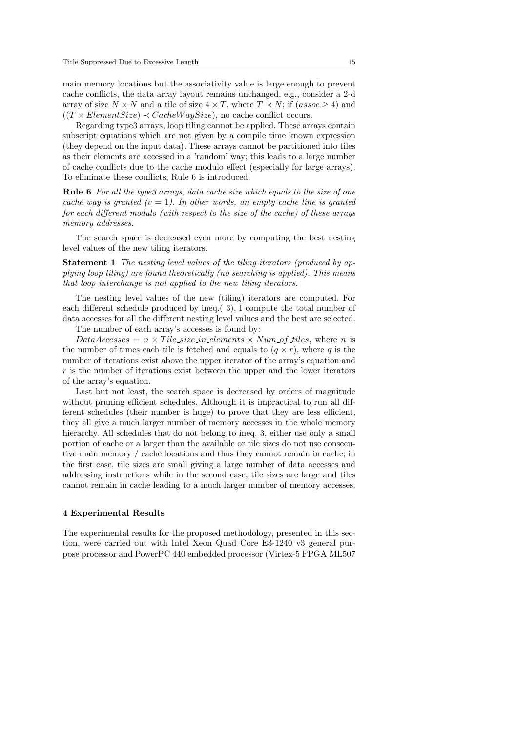main memory locations but the associativity value is large enough to prevent cache conflicts, the data array layout remains unchanged, e.g., consider a 2-d array of size $N \times N$ and a tile of size $4 \times T$, where $T \prec N$; if $(assoc \geq 4)$ and $((T \times ElementSize) \prec CacheWaySize)$, no cache conflict occurs.

Regarding type3 arrays, loop tiling cannot be applied. These arrays contain subscript equations which are not given by a compile time known expression (they depend on the input data). These arrays cannot be partitioned into tiles as their elements are accessed in a 'random' way; this leads to a large number of cache conflicts due to the cache modulo effect (especially for large arrays). To eliminate these conflicts, Rule 6 is introduced.

**Rule 6** *For all the type3 arrays, data cache size which equals to the size of one cache way is granted ($v = 1$). In other words, an empty cache line is granted for each different modulo (with respect to the size of the cache) of these arrays memory addresses.*

The search space is decreased even more by computing the best nesting level values of the new tiling iterators.

**Statement 1** *The nesting level values of the tiling iterators (produced by applying loop tiling) are found theoretically (no searching is applied). This means that loop interchange is not applied to the new tiling iterators.*

The nesting level values of the new (tiling) iterators are computed. For each different schedule produced by ineq.( 3), I compute the total number of data accesses for all the different nesting level values and the best are selected.

The number of each array's accesses is found by:

$DataAccesses = n \times Tile\_size\_in\_elements \times Num\_of\_tiles$, where $n$ is the number of times each tile is fetched and equals to $(q \times r)$, where $q$ is the number of iterations exist above the upper iterator of the array's equation and $r$ is the number of iterations exist between the upper and the lower iterators of the array's equation.

Last but not least, the search space is decreased by orders of magnitude without pruning efficient schedules. Although it is impractical to run all different schedules (their number is huge) to prove that they are less efficient, they all give a much larger number of memory accesses in the whole memory hierarchy. All schedules that do not belong to ineq. 3, either use only a small portion of cache or a larger than the available or tile sizes do not use consecutive main memory / cache locations and thus they cannot remain in cache; in the first case, tile sizes are small giving a large number of data accesses and addressing instructions while in the second case, tile sizes are large and tiles cannot remain in cache leading to a much larger number of memory accesses.

## 4 Experimental Results

The experimental results for the proposed methodology, presented in this section, were carried out with Intel Xeon Quad Core E3-1240 v3 general purpose processor and PowerPC 440 embedded processor (Virtex-5 FPGA ML507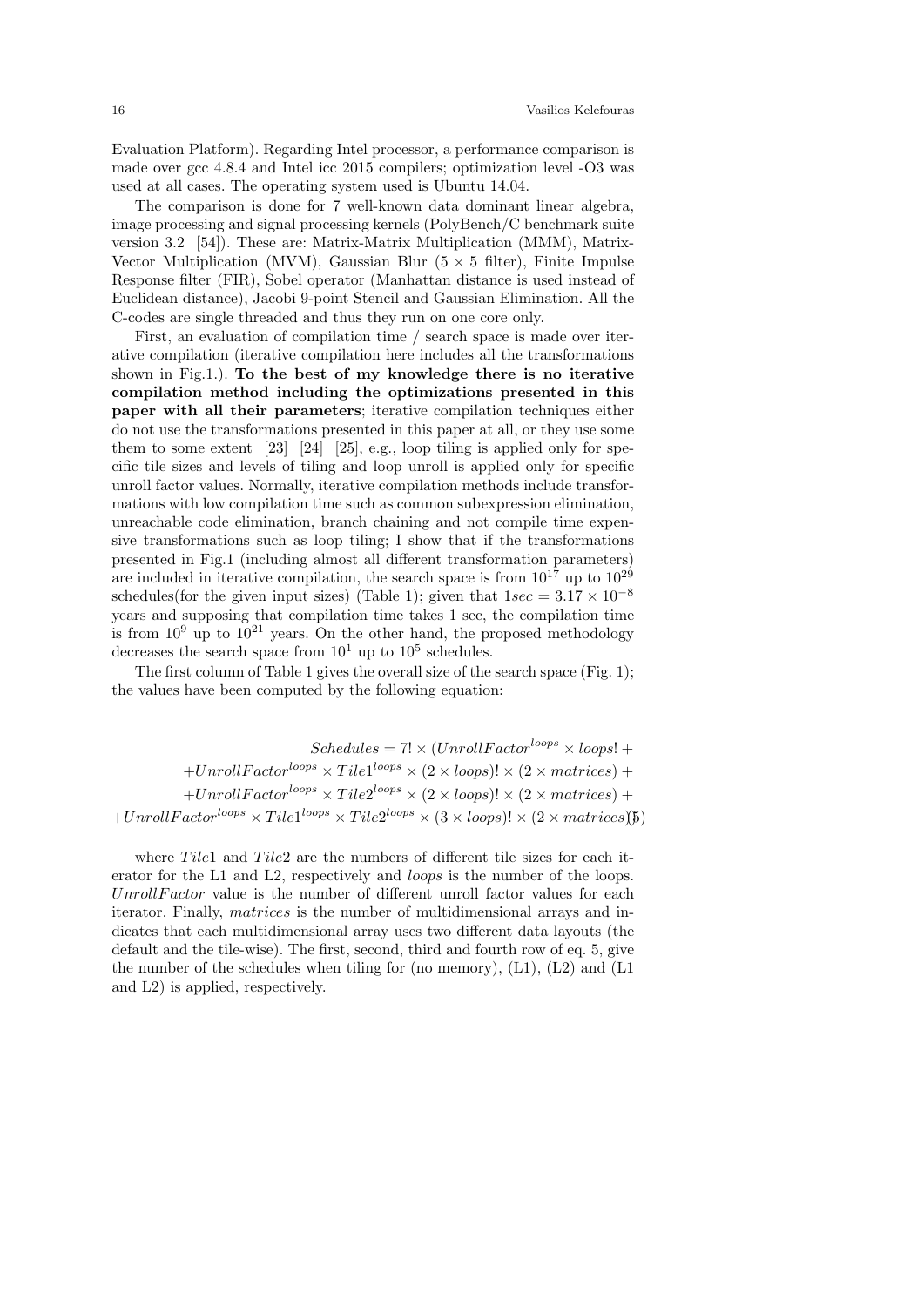Evaluation Platform). Regarding Intel processor, a performance comparison is made over gcc 4.8.4 and Intel icc 2015 compilers; optimization level -O3 was used at all cases. The operating system used is Ubuntu 14.04.

The comparison is done for 7 well-known data dominant linear algebra, image processing and signal processing kernels (PolyBench/C benchmark suite version 3.2 [54]). These are: Matrix-Matrix Multiplication (MMM), Matrix-Vector Multiplication (MVM), Gaussian Blur ($5 \times 5$ filter), Finite Impulse Response filter (FIR), Sobel operator (Manhattan distance is used instead of Euclidean distance), Jacobi 9-point Stencil and Gaussian Elimination. All the C-codes are single threaded and thus they run on one core only.

First, an evaluation of compilation time / search space is made over iterative compilation (iterative compilation here includes all the transformations shown in Fig.1.). **To the best of my knowledge there is no iterative compilation method including the optimizations presented in this paper with all their parameters**; iterative compilation techniques either do not use the transformations presented in this paper at all, or they use some them to some extent [23] [24] [25], e.g., loop tiling is applied only for specific tile sizes and levels of tiling and loop unroll is applied only for specific unroll factor values. Normally, iterative compilation methods include transformations with low compilation time such as common subexpression elimination, unreachable code elimination, branch chaining and not compile time expensive transformations such as loop tiling; I show that if the transformations presented in Fig.1 (including almost all different transformation parameters) are included in iterative compilation, the search space is from $10^{17}$ up to $10^{29}$ schedules(for the given input sizes) (Table 1); given that $1sec = 3.17 \times 10^{-8}$ years and supposing that compilation time takes 1 sec, the compilation time is from $10^{9}$ up to $10^{21}$ years. On the other hand, the proposed methodology decreases the search space from $10^{1}$ up to $10^{5}$ schedules.

The first column of Table 1 gives the overall size of the search space (Fig. 1); the values have been computed by the following equation:

$$
\begin{aligned}
Schedules = 7! \times (UnrollFactor^{loops} \times loops! + \\
+ UnrollFactor^{loops} \times Tile1^{loops} \times (2 \times loops)! \times (2 \times matrices) + \\
+ UnrollFactor^{loops} \times Tile2^{loops} \times (2 \times loops)! \times (2 \times matrices) + \\
+ UnrollFactor^{loops} \times Tile1^{loops} \times Tile2^{loops} \times (3 \times loops)! \times (2 \times matrices))
\end{aligned} \tag{5}
$$

where $Tile1$ and $Tile2$ are the numbers of different tile sizes for each iterator for the L1 and L2, respectively and $loops$ is the number of the loops. $UnrollFactor$ value is the number of different unroll factor values for each iterator. Finally, $matrices$ is the number of multidimensional arrays and indicates that each multidimensional array uses two different data layouts (the default and the tile-wise). The first, second, third and fourth row of eq. 5, give the number of the schedules when tiling for (no memory), (L1), (L2) and (L1 and L2) is applied, respectively.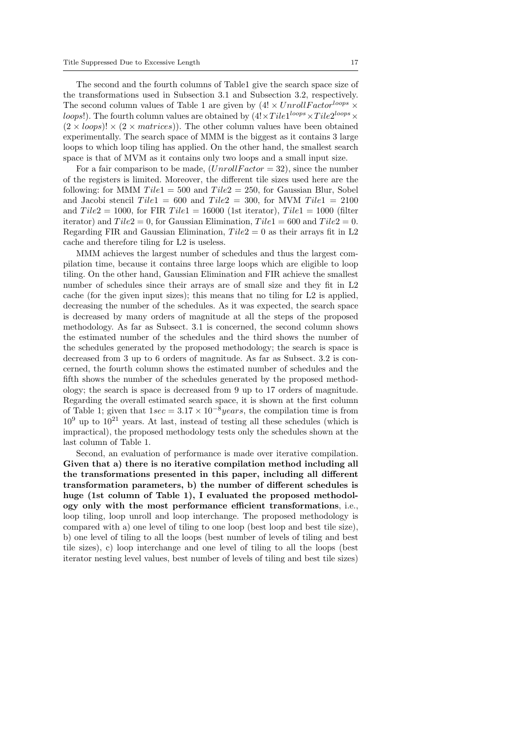The second and the fourth columns of Table1 give the search space size of the transformations used in Subsection 3.1 and Subsection 3.2, respectively. The second column values of Table 1 are given by $(4! \times UnrollFactor^{loops} \times loops!)$. The fourth column values are obtained by $(4! \times Tile1^{loops} \times Tile2^{loops} \times (2 \times loops)! \times (2 \times matrices))$. The other column values have been obtained experimentally. The search space of MMM is the biggest as it contains 3 large loops to which loop tiling has applied. On the other hand, the smallest search space is that of MVM as it contains only two loops and a small input size.

For a fair comparison to be made, $(UnrollFactor = 32)$, since the number of the registers is limited. Moreover, the different tile sizes used here are the following: for MMM $Tile1 = 500$ and $Tile2 = 250$, for Gaussian Blur, Sobel and Jacobi stencil $Tile1 = 600$ and $Tile2 = 300$, for MVM $Tile1 = 2100$ and $Tile2 = 1000$, for FIR $Tile1 = 16000$ (1st iterator), $Tile1 = 1000$ (filter iterator) and $Tile2 = 0$, for Gaussian Elimination, $Tile1 = 600$ and $Tile2 = 0$. Regarding FIR and Gaussian Elimination, $Tile2 = 0$ as their arrays fit in L2 cache and therefore tiling for L2 is useless.

MMM achieves the largest number of schedules and thus the largest compilation time, because it contains three large loops which are eligible to loop tiling. On the other hand, Gaussian Elimination and FIR achieve the smallest number of schedules since their arrays are of small size and they fit in L2 cache (for the given input sizes); this means that no tiling for L2 is applied, decreasing the number of the schedules. As it was expected, the search space is decreased by many orders of magnitude at all the steps of the proposed methodology. As far as Subsect. 3.1 is concerned, the second column shows the estimated number of the schedules and the third shows the number of the schedules generated by the proposed methodology; the search is space is decreased from 3 up to 6 orders of magnitude. As far as Subsect. 3.2 is concerned, the fourth column shows the estimated number of schedules and the fifth shows the number of the schedules generated by the proposed methodology; the search is space is decreased from 9 up to 17 orders of magnitude. Regarding the overall estimated search space, it is shown at the first column of Table 1; given that $1sec = 3.17 \times 10^{-8} years$, the compilation time is from $10^{9}$ up to $10^{21}$ years. At last, instead of testing all these schedules (which is impractical), the proposed methodology tests only the schedules shown at the last column of Table 1.

Second, an evaluation of performance is made over iterative compilation. **Given that a) there is no iterative compilation method including all the transformations presented in this paper, including all different transformation parameters, b) the number of different schedules is huge (1st column of Table 1), I evaluated the proposed methodology only with the most performance efficient transformations**, i.e., loop tiling, loop unroll and loop interchange. The proposed methodology is compared with a) one level of tiling to one loop (best loop and best tile size), b) one level of tiling to all the loops (best number of levels of tiling and best tile sizes), c) loop interchange and one level of tiling to all the loops (best iterator nesting level values, best number of levels of tiling and best tile sizes)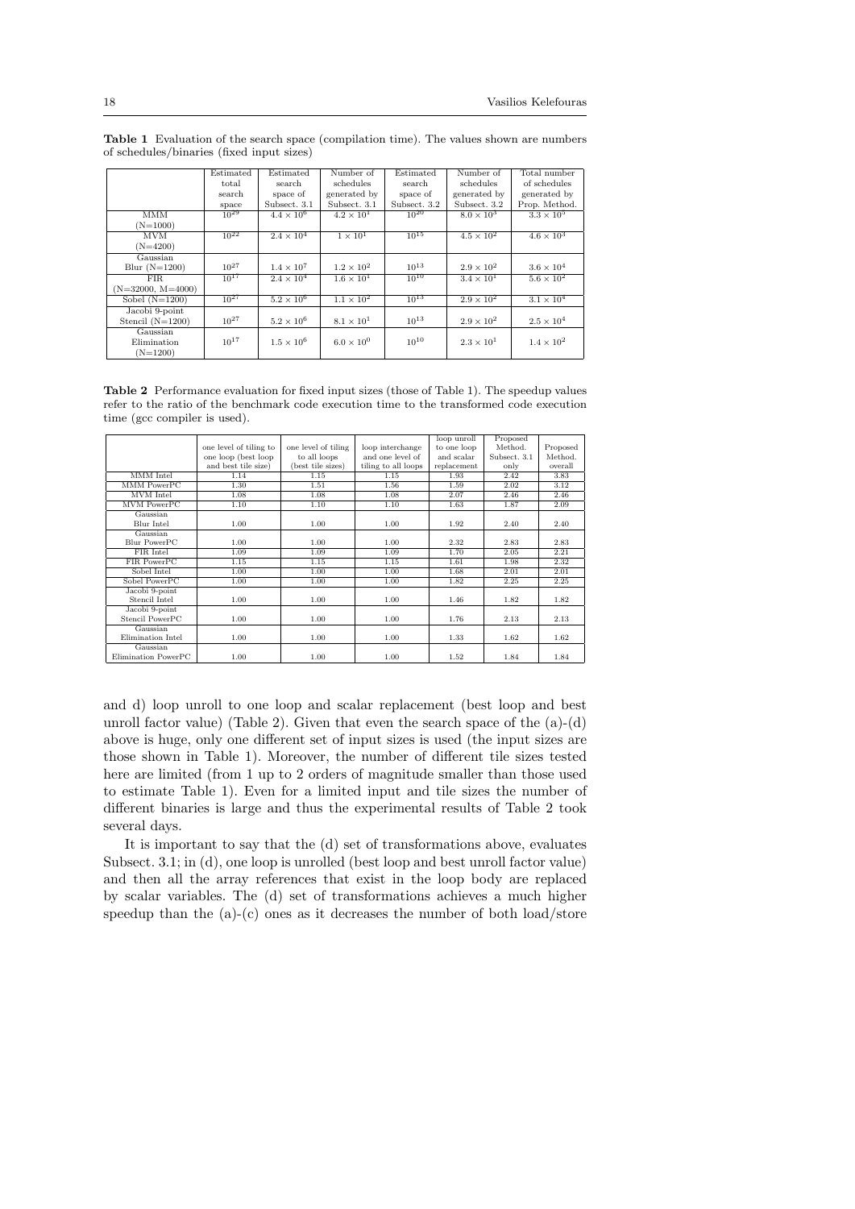**Table 1** Evaluation of the search space (compilation time). The values shown are numbers of schedules/binaries (fixed input sizes)

| | Estimated total search space | Estimated search space of Subsect. 3.1 | Number of schedules generated by Subsect. 3.1 | Estimated search space of Subsect. 3.2 | Number of schedules generated by Subsect. 3.2 | Total number of schedules generated by Prop. Method. |
|---|---|---|---|---|---|---|
| MMM (N=1000) | $10^{29}$ | $4.4 \times 10^6$ | $4.2 \times 10^1$ | $10^{20}$ | $8.0 \times 10^3$ | $3.3 \times 10^5$ |
| MVM (N=4200) | $10^{22}$ | $2.4 \times 10^4$ | $1 \times 10^1$ | $10^{15}$ | $4.5 \times 10^2$ | $4.6 \times 10^3$ |
| Gaussian Blur (N=1200) | $10^{27}$ | $1.4 \times 10^7$ | $1.2 \times 10^2$ | $10^{13}$ | $2.9 \times 10^2$ | $3.6 \times 10^4$ |
| FIR (N=32000, M=4000) | $10^{17}$ | $2.4 \times 10^4$ | $1.6 \times 10^1$ | $10^{10}$ | $3.4 \times 10^1$ | $5.6 \times 10^2$ |
| Sobel (N=1200) | $10^{27}$ | $5.2 \times 10^6$ | $1.1 \times 10^2$ | $10^{13}$ | $2.9 \times 10^2$ | $3.1 \times 10^4$ |
| Jacobi 9-point Stencil (N=1200) | $10^{27}$ | $5.2 \times 10^6$ | $8.1 \times 10^1$ | $10^{13}$ | $2.9 \times 10^2$ | $2.5 \times 10^4$ |
| Gaussian Elimination (N=1200) | $10^{17}$ | $1.5 \times 10^6$ | $6.0 \times 10^0$ | $10^{10}$ | $2.3 \times 10^1$ | $1.4 \times 10^2$ |

**Table 2** Performance evaluation for fixed input sizes (those of Table 1). The speedup values refer to the ratio of the benchmark code execution time to the transformed code execution time (gcc compiler is used).

| | one level of tiling to one loop (best loop and best tile size) | one level of tiling to all loops (best tile sizes) | loop interchange and one level of tiling to all loops | loop unroll to one loop and scalar replacement | Proposed Method. Subsect. 3.1 only | Proposed Method. overall |
|---|---|---|---|---|---|---|
| MMM Intel | 1.14 | 1.15 | 1.15 | 1.93 | 2.42 | 3.83 |
| MMM PowerPC | 1.30 | 1.51 | 1.56 | 1.59 | 2.02 | 3.12 |
| MVM Intel | 1.08 | 1.08 | 1.08 | 2.07 | 2.46 | 2.46 |
| MVM PowerPC | 1.10 | 1.10 | 1.10 | 1.63 | 1.87 | 2.09 |
| Gaussian Blur Intel | 1.00 | 1.00 | 1.00 | 1.92 | 2.40 | 2.40 |
| Gaussian Blur PowerPC | 1.00 | 1.00 | 1.00 | 2.32 | 2.83 | 2.83 |
| FIR Intel | 1.09 | 1.09 | 1.09 | 1.70 | 2.05 | 2.21 |
| FIR PowerPC | 1.15 | 1.15 | 1.15 | 1.61 | 1.98 | 2.32 |
| Sobel Intel | 1.00 | 1.00 | 1.00 | 1.68 | 2.01 | 2.01 |
| Sobel PowerPC | 1.00 | 1.00 | 1.00 | 1.82 | 2.25 | 2.25 |
| Jacobi 9-point Stencil Intel | 1.00 | 1.00 | 1.00 | 1.46 | 1.82 | 1.82 |
| Jacobi 9-point Stencil PowerPC | 1.00 | 1.00 | 1.00 | 1.76 | 2.13 | 2.13 |
| Gaussian Elimination Intel | 1.00 | 1.00 | 1.00 | 1.33 | 1.62 | 1.62 |
| Gaussian Elimination PowerPC | 1.00 | 1.00 | 1.00 | 1.52 | 1.84 | 1.84 |

and d) loop unroll to one loop and scalar replacement (best loop and best unroll factor value) (Table 2). Given that even the search space of the (a)-(d) above is huge, only one different set of input sizes is used (the input sizes are those shown in Table 1). Moreover, the number of different tile sizes tested here are limited (from 1 up to 2 orders of magnitude smaller than those used to estimate Table 1). Even for a limited input and tile sizes the number of different binaries is large and thus the experimental results of Table 2 took several days.

It is important to say that the (d) set of transformations above, evaluates Subsect. 3.1; in (d), one loop is unrolled (best loop and best unroll factor value) and then all the array references that exist in the loop body are replaced by scalar variables. The (d) set of transformations achieves a much higher speedup than the (a)-(c) ones as it decreases the number of both load/store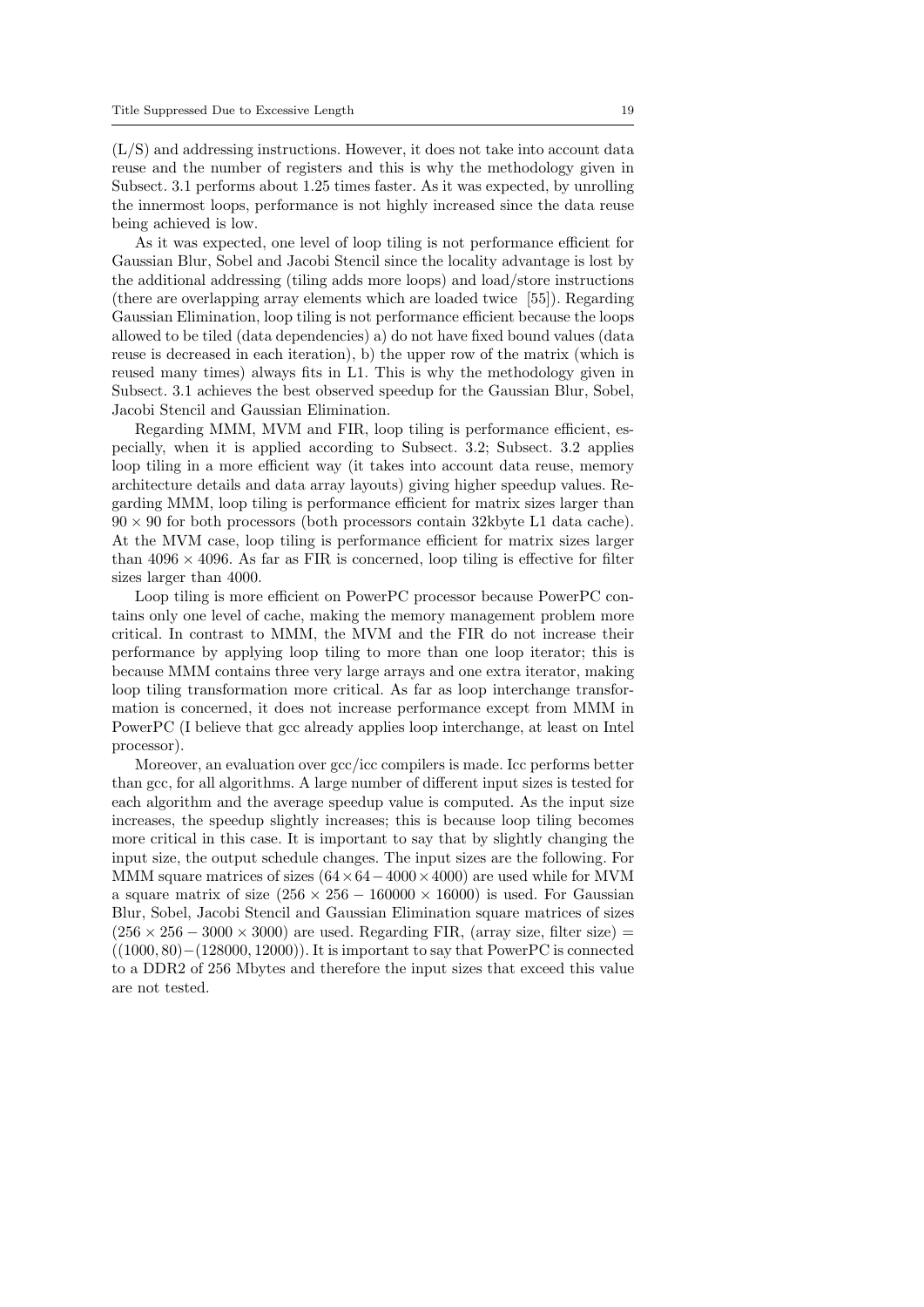(L/S) and addressing instructions. However, it does not take into account data reuse and the number of registers and this is why the methodology given in Subsect. 3.1 performs about 1.25 times faster. As it was expected, by unrolling the innermost loops, performance is not highly increased since the data reuse being achieved is low.

As it was expected, one level of loop tiling is not performance efficient for Gaussian Blur, Sobel and Jacobi Stencil since the locality advantage is lost by the additional addressing (tiling adds more loops) and load/store instructions (there are overlapping array elements which are loaded twice [55]). Regarding Gaussian Elimination, loop tiling is not performance efficient because the loops allowed to be tiled (data dependencies) a) do not have fixed bound values (data reuse is decreased in each iteration), b) the upper row of the matrix (which is reused many times) always fits in L1. This is why the methodology given in Subsect. 3.1 achieves the best observed speedup for the Gaussian Blur, Sobel, Jacobi Stencil and Gaussian Elimination.

Regarding MMM, MVM and FIR, loop tiling is performance efficient, especially, when it is applied according to Subsect. 3.2; Subsect. 3.2 applies loop tiling in a more efficient way (it takes into account data reuse, memory architecture details and data array layouts) giving higher speedup values. Regarding MMM, loop tiling is performance efficient for matrix sizes larger than $90 \times 90$ for both processors (both processors contain 32kbyte L1 data cache). At the MVM case, loop tiling is performance efficient for matrix sizes larger than $4096 \times 4096$. As far as FIR is concerned, loop tiling is effective for filter sizes larger than 4000.

Loop tiling is more efficient on PowerPC processor because PowerPC contains only one level of cache, making the memory management problem more critical. In contrast to MMM, the MVM and the FIR do not increase their performance by applying loop tiling to more than one loop iterator; this is because MMM contains three very large arrays and one extra iterator, making loop tiling transformation more critical. As far as loop interchange transformation is concerned, it does not increase performance except from MMM in PowerPC (I believe that gcc already applies loop interchange, at least on Intel processor).

Moreover, an evaluation over gcc/icc compilers is made. Icc performs better than gcc, for all algorithms. A large number of different input sizes is tested for each algorithm and the average speedup value is computed. As the input size increases, the speedup slightly increases; this is because loop tiling becomes more critical in this case. It is important to say that by slightly changing the input size, the output schedule changes. The input sizes are the following. For MMM square matrices of sizes $(64 \times 64 - 4000 \times 4000)$ are used while for MVM a square matrix of size $(256 \times 256 - 160000 \times 16000)$ is used. For Gaussian Blur, Sobel, Jacobi Stencil and Gaussian Elimination square matrices of sizes $(256 \times 256 - 3000 \times 3000)$ are used. Regarding FIR, (array size, filter size) = $((1000, 80) - (128000, 12000))$. It is important to say that PowerPC is connected to a DDR2 of 256 Mbytes and therefore the input sizes that exceed this value are not tested.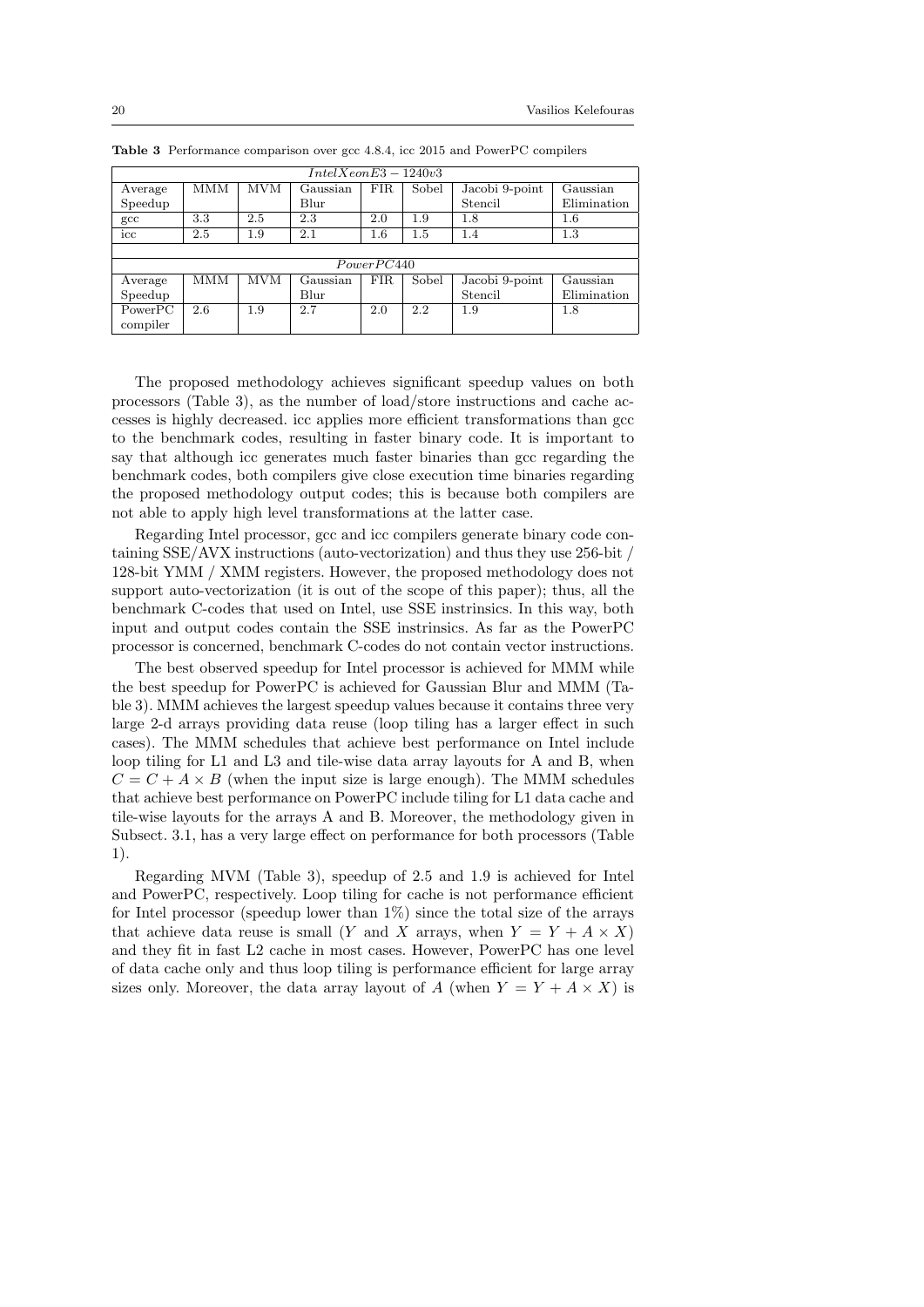**Table 3** Performance comparison over gcc 4.8.4, icc 2015 and PowerPC compilers

| $IntelXeonE3-1240v3$ | | | | | | | |
|---|---|---|---|---|---|---|---|
| Average Speedup | MMM | MVM | Gaussian Blur | FIR | Sobel | Jacobi 9-point Stencil | Gaussian Elimination |
| gcc | 3.3 | 2.5 | 2.3 | 2.0 | 1.9 | 1.8 | 1.6 |
| icc | 2.5 | 1.9 | 2.1 | 1.6 | 1.5 | 1.4 | 1.3 |
| | | | | | | | |
| $PowerPC440$ | | | | | | | |
| Average Speedup | MMM | MVM | Gaussian Blur | FIR | Sobel | Jacobi 9-point Stencil | Gaussian Elimination |
| PowerPC compiler | 2.6 | 1.9 | 2.7 | 2.0 | 2.2 | 1.9 | 1.8 |

The proposed methodology achieves significant speedup values on both processors (Table 3), as the number of load/store instructions and cache accesses is highly decreased. icc applies more efficient transformations than gcc to the benchmark codes, resulting in faster binary code. It is important to say that although icc generates much faster binaries than gcc regarding the benchmark codes, both compilers give close execution time binaries regarding the proposed methodology output codes; this is because both compilers are not able to apply high level transformations at the latter case.

Regarding Intel processor, gcc and icc compilers generate binary code containing SSE/AVX instructions (auto-vectorization) and thus they use 256-bit / 128-bit YMM / XMM registers. However, the proposed methodology does not support auto-vectorization (it is out of the scope of this paper); thus, all the benchmark C-codes that used on Intel, use SSE instrinsics. In this way, both input and output codes contain the SSE instrinsics. As far as the PowerPC processor is concerned, benchmark C-codes do not contain vector instructions.

The best observed speedup for Intel processor is achieved for MMM while the best speedup for PowerPC is achieved for Gaussian Blur and MMM (Table 3). MMM achieves the largest speedup values because it contains three very large 2-d arrays providing data reuse (loop tiling has a larger effect in such cases). The MMM schedules that achieve best performance on Intel include loop tiling for L1 and L3 and tile-wise data array layouts for A and B, when $C = C + A \times B$ (when the input size is large enough). The MMM schedules that achieve best performance on PowerPC include tiling for L1 data cache and tile-wise layouts for the arrays A and B. Moreover, the methodology given in Subsect. 3.1, has a very large effect on performance for both processors (Table 1).

Regarding MVM (Table 3), speedup of 2.5 and 1.9 is achieved for Intel and PowerPC, respectively. Loop tiling for cache is not performance efficient for Intel processor (speedup lower than 1%) since the total size of the arrays that achieve data reuse is small ($Y$ and $X$ arrays, when $Y = Y + A \times X$) and they fit in fast L2 cache in most cases. However, PowerPC has one level of data cache only and thus loop tiling is performance efficient for large array sizes only. Moreover, the data array layout of $A$ (when $Y = Y + A \times X$) is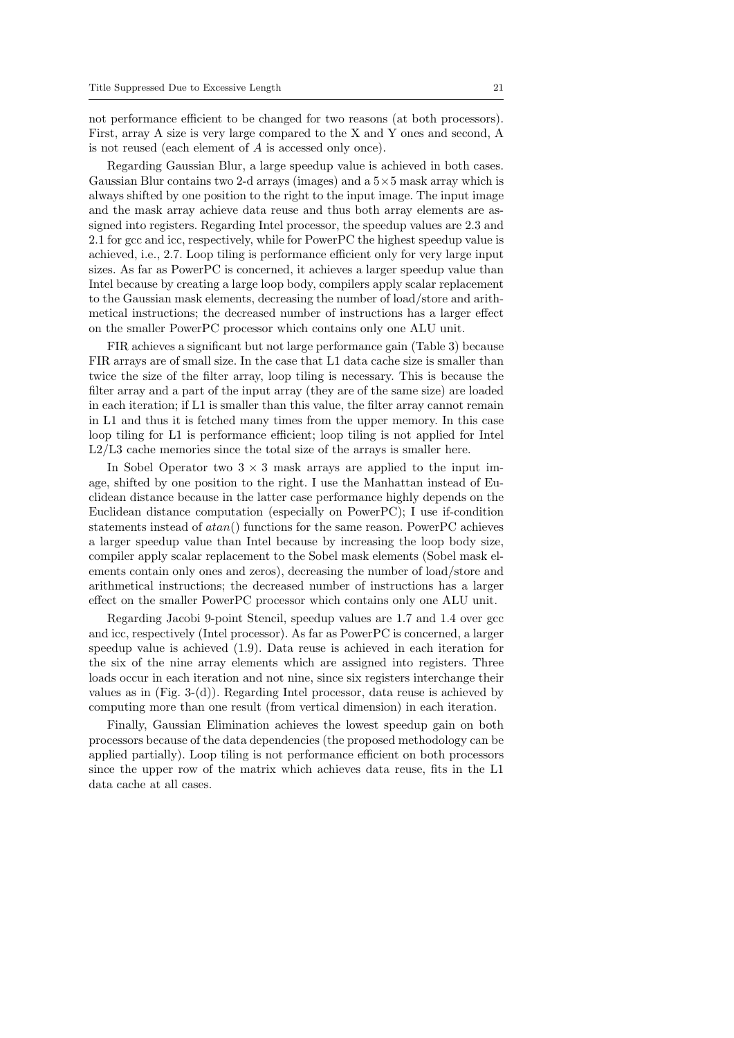not performance efficient to be changed for two reasons (at both processors). First, array A size is very large compared to the X and Y ones and second, A is not reused (each element of $A$ is accessed only once).

Regarding Gaussian Blur, a large speedup value is achieved in both cases. Gaussian Blur contains two 2-d arrays (images) and a $5 \times 5$ mask array which is always shifted by one position to the right to the input image. The input image and the mask array achieve data reuse and thus both array elements are assigned into registers. Regarding Intel processor, the speedup values are 2.3 and 2.1 for gcc and icc, respectively, while for PowerPC the highest speedup value is achieved, i.e., 2.7. Loop tiling is performance efficient only for very large input sizes. As far as PowerPC is concerned, it achieves a larger speedup value than Intel because by creating a large loop body, compilers apply scalar replacement to the Gaussian mask elements, decreasing the number of load/store and arithmetical instructions; the decreased number of instructions has a larger effect on the smaller PowerPC processor which contains only one ALU unit.

FIR achieves a significant but not large performance gain (Table 3) because FIR arrays are of small size. In the case that L1 data cache size is smaller than twice the size of the filter array, loop tiling is necessary. This is because the filter array and a part of the input array (they are of the same size) are loaded in each iteration; if L1 is smaller than this value, the filter array cannot remain in L1 and thus it is fetched many times from the upper memory. In this case loop tiling for L1 is performance efficient; loop tiling is not applied for Intel L2/L3 cache memories since the total size of the arrays is smaller here.

In Sobel Operator two $3 \times 3$ mask arrays are applied to the input image, shifted by one position to the right. I use the Manhattan instead of Euclidean distance because in the latter case performance highly depends on the Euclidean distance computation (especially on PowerPC); I use if-condition statements instead of $atan()$ functions for the same reason. PowerPC achieves a larger speedup value than Intel because by increasing the loop body size, compiler apply scalar replacement to the Sobel mask elements (Sobel mask elements contain only ones and zeros), decreasing the number of load/store and arithmetical instructions; the decreased number of instructions has a larger effect on the smaller PowerPC processor which contains only one ALU unit.

Regarding Jacobi 9-point Stencil, speedup values are 1.7 and 1.4 over gcc and icc, respectively (Intel processor). As far as PowerPC is concerned, a larger speedup value is achieved (1.9). Data reuse is achieved in each iteration for the six of the nine array elements which are assigned into registers. Three loads occur in each iteration and not nine, since six registers interchange their values as in (Fig. 3-(d)). Regarding Intel processor, data reuse is achieved by computing more than one result (from vertical dimension) in each iteration.

Finally, Gaussian Elimination achieves the lowest speedup gain on both processors because of the data dependencies (the proposed methodology can be applied partially). Loop tiling is not performance efficient on both processors since the upper row of the matrix which achieves data reuse, fits in the L1 data cache at all cases.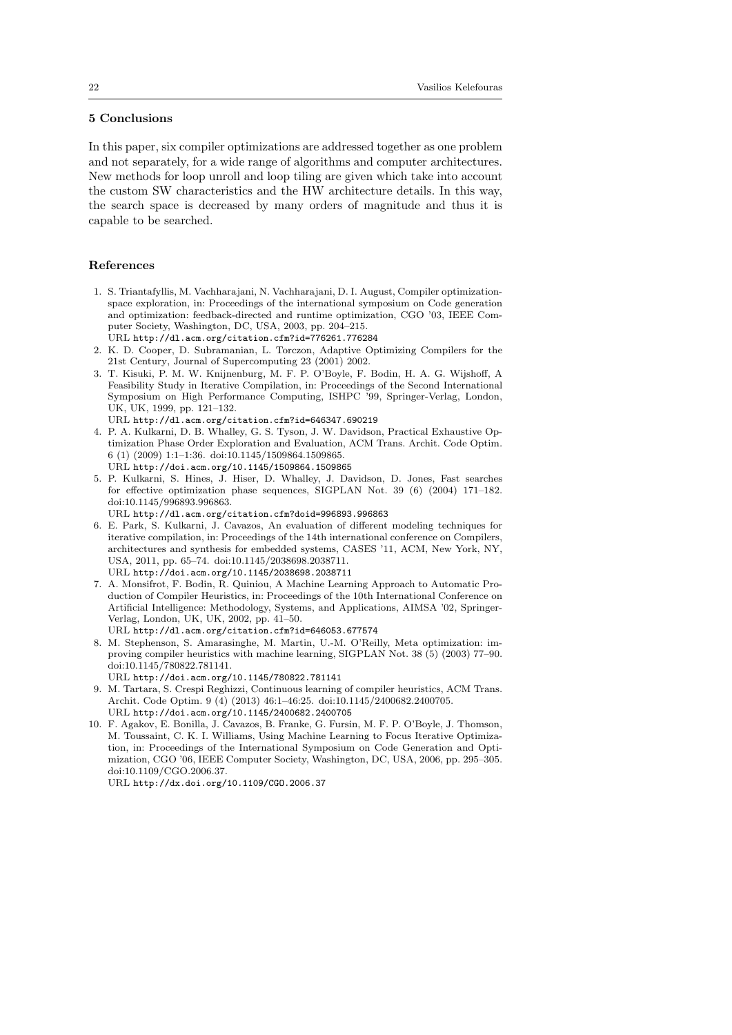## 5 Conclusions

In this paper, six compiler optimizations are addressed together as one problem and not separately, for a wide range of algorithms and computer architectures. New methods for loop unroll and loop tiling are given which take into account the custom SW characteristics and the HW architecture details. In this way, the search space is decreased by many orders of magnitude and thus it is capable to be searched.

## References

1. S. Triantafyllis, M. Vachharajani, N. Vachharajani, D. I. August, Compiler optimization-space exploration, in: Proceedings of the international symposium on Code generation and optimization: feedback-directed and runtime optimization, CGO '03, IEEE Computer Society, Washington, DC, USA, 2003, pp. 204–215.
   URL http://dl.acm.org/citation.cfm?id=776261.776284
2. K. D. Cooper, D. Subramanian, L. Torczon, Adaptive Optimizing Compilers for the 21st Century, Journal of Supercomputing 23 (2001) 2002.
3. T. Kisuki, P. M. W. Knijnenburg, M. F. P. O'Boyle, F. Bodin, H. A. G. Wijshoff, A Feasibility Study in Iterative Compilation, in: Proceedings of the Second International Symposium on High Performance Computing, ISHPC '99, Springer-Verlag, London, UK, UK, 1999, pp. 121–132.
   URL http://dl.acm.org/citation.cfm?id=646347.690219
4. P. A. Kulkarni, D. B. Whalley, G. S. Tyson, J. W. Davidson, Practical Exhaustive Optimization Phase Order Exploration and Evaluation, ACM Trans. Archit. Code Optim. 6 (1) (2009) 1:1–1:36. doi:10.1145/1509864.1509865.
   URL http://doi.acm.org/10.1145/1509864.1509865
5. P. Kulkarni, S. Hines, J. Hiser, D. Whalley, J. Davidson, D. Jones, Fast searches for effective optimization phase sequences, SIGPLAN Not. 39 (6) (2004) 171–182. doi:10.1145/996893.996863.
   URL http://dl.acm.org/citation.cfm?doid=996893.996863
6. E. Park, S. Kulkarni, J. Cavazos, An evaluation of different modeling techniques for iterative compilation, in: Proceedings of the 14th international conference on Compilers, architectures and synthesis for embedded systems, CASES '11, ACM, New York, NY, USA, 2011, pp. 65–74. doi:10.1145/2038698.2038711.
   URL http://doi.acm.org/10.1145/2038698.2038711
7. A. Monsifrot, F. Bodin, R. Quiniou, A Machine Learning Approach to Automatic Production of Compiler Heuristics, in: Proceedings of the 10th International Conference on Artificial Intelligence: Methodology, Systems, and Applications, AIMSA '02, Springer-Verlag, London, UK, UK, 2002, pp. 41–50.
   URL http://dl.acm.org/citation.cfm?id=646053.677574
8. M. Stephenson, S. Amarasinghe, M. Martin, U.-M. O'Reilly, Meta optimization: improving compiler heuristics with machine learning, SIGPLAN Not. 38 (5) (2003) 77–90. doi:10.1145/780822.781141.
   URL http://doi.acm.org/10.1145/780822.781141
9. M. Tartara, S. Crespi Reghizzi, Continuous learning of compiler heuristics, ACM Trans. Archit. Code Optim. 9 (4) (2013) 46:1–46:25. doi:10.1145/2400682.2400705.
   URL http://doi.acm.org/10.1145/2400682.2400705
10. F. Agakov, E. Bonilla, J. Cavazos, B. Franke, G. Fursin, M. F. P. O'Boyle, J. Thomson, M. Toussaint, C. K. I. Williams, Using Machine Learning to Focus Iterative Optimization, in: Proceedings of the International Symposium on Code Generation and Optimization, CGO '06, IEEE Computer Society, Washington, DC, USA, 2006, pp. 295–305. doi:10.1109/CGO.2006.37.
    URL http://dx.doi.org/10.1109/CGO.2006.37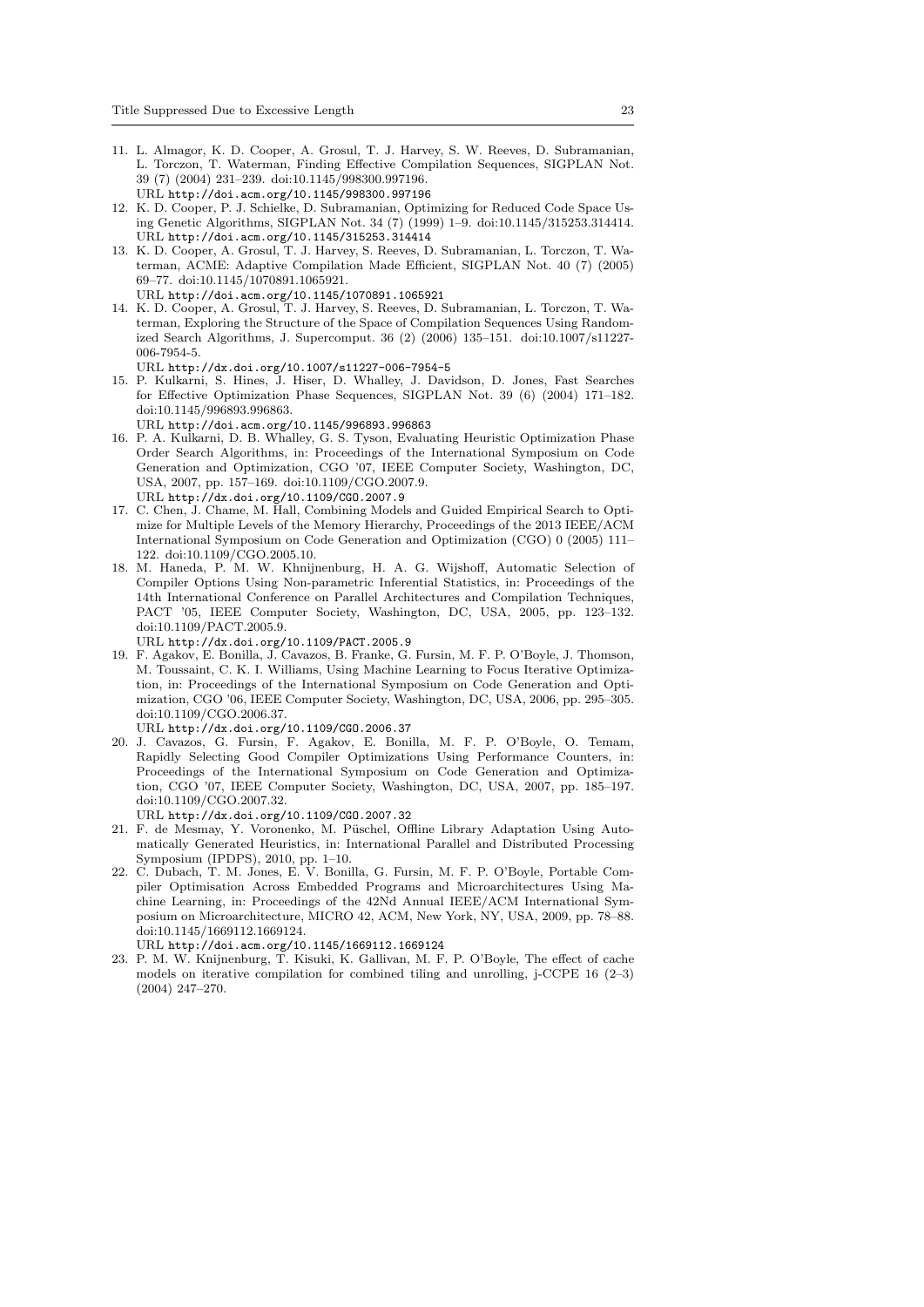11. L. Almagor, K. D. Cooper, A. Grosul, T. J. Harvey, S. W. Reeves, D. Subramanian, L. Torczon, T. Waterman, Finding Effective Compilation Sequences, SIGPLAN Not. 39 (7) (2004) 231–239. doi:10.1145/998300.997196.
URL http://doi.acm.org/10.1145/998300.997196
12. K. D. Cooper, P. J. Schielke, D. Subramanian, Optimizing for Reduced Code Space Using Genetic Algorithms, SIGPLAN Not. 34 (7) (1999) 1–9. doi:10.1145/315253.314414.
URL http://doi.acm.org/10.1145/315253.314414
13. K. D. Cooper, A. Grosul, T. J. Harvey, S. Reeves, D. Subramanian, L. Torczon, T. Waterman, ACME: Adaptive Compilation Made Efficient, SIGPLAN Not. 40 (7) (2005) 69–77. doi:10.1145/1070891.1065921.
URL http://doi.acm.org/10.1145/1070891.1065921
14. K. D. Cooper, A. Grosul, T. J. Harvey, S. Reeves, D. Subramanian, L. Torczon, T. Waterman, Exploring the Structure of the Space of Compilation Sequences Using Randomized Search Algorithms, J. Supercomput. 36 (2) (2006) 135–151. doi:10.1007/s11227-006-7954-5.
URL http://dx.doi.org/10.1007/s11227-006-7954-5
15. P. Kulkarni, S. Hines, J. Hiser, D. Whalley, J. Davidson, D. Jones, Fast Searches for Effective Optimization Phase Sequences, SIGPLAN Not. 39 (6) (2004) 171–182. doi:10.1145/996893.996863.
URL http://doi.acm.org/10.1145/996893.996863
16. P. A. Kulkarni, D. B. Whalley, G. S. Tyson, Evaluating Heuristic Optimization Phase Order Search Algorithms, in: Proceedings of the International Symposium on Code Generation and Optimization, CGO '07, IEEE Computer Society, Washington, DC, USA, 2007, pp. 157–169. doi:10.1109/CGO.2007.9.
URL http://dx.doi.org/10.1109/CGO.2007.9
17. C. Chen, J. Chame, M. Hall, Combining Models and Guided Empirical Search to Optimize for Multiple Levels of the Memory Hierarchy, Proceedings of the 2013 IEEE/ACM International Symposium on Code Generation and Optimization (CGO) 0 (2005) 111–122. doi:10.1109/CGO.2005.10.
18. M. Haneda, P. M. W. Khnijnenburg, H. A. G. Wijshoff, Automatic Selection of Compiler Options Using Non-parametric Inferential Statistics, in: Proceedings of the 14th International Conference on Parallel Architectures and Compilation Techniques, PACT '05, IEEE Computer Society, Washington, DC, USA, 2005, pp. 123–132. doi:10.1109/PACT.2005.9.
URL http://dx.doi.org/10.1109/PACT.2005.9
19. F. Agakov, E. Bonilla, J. Cavazos, B. Franke, G. Fursin, M. F. P. O'Boyle, J. Thomson, M. Toussaint, C. K. I. Williams, Using Machine Learning to Focus Iterative Optimization, in: Proceedings of the International Symposium on Code Generation and Optimization, CGO '06, IEEE Computer Society, Washington, DC, USA, 2006, pp. 295–305. doi:10.1109/CGO.2006.37.
URL http://dx.doi.org/10.1109/CGO.2006.37
20. J. Cavazos, G. Fursin, F. Agakov, E. Bonilla, M. F. P. O'Boyle, O. Temam, Rapidly Selecting Good Compiler Optimizations Using Performance Counters, in: Proceedings of the International Symposium on Code Generation and Optimization, CGO '07, IEEE Computer Society, Washington, DC, USA, 2007, pp. 185–197. doi:10.1109/CGO.2007.32.
URL http://dx.doi.org/10.1109/CGO.2007.32
21. F. de Mesmay, Y. Voronenko, M. Püschel, Offline Library Adaptation Using Automatically Generated Heuristics, in: International Parallel and Distributed Processing Symposium (IPDPS), 2010, pp. 1–10.
22. C. Dubach, T. M. Jones, E. V. Bonilla, G. Fursin, M. F. P. O'Boyle, Portable Compiler Optimisation Across Embedded Programs and Microarchitectures Using Machine Learning, in: Proceedings of the 42Nd Annual IEEE/ACM International Symposium on Microarchitecture, MICRO 42, ACM, New York, NY, USA, 2009, pp. 78–88. doi:10.1145/1669112.1669124.
URL http://doi.acm.org/10.1145/1669112.1669124
23. P. M. W. Knijnenburg, T. Kisuki, K. Gallivan, M. F. P. O'Boyle, The effect of cache models on iterative compilation for combined tiling and unrolling, j-CCPE 16 (2–3) (2004) 247–270.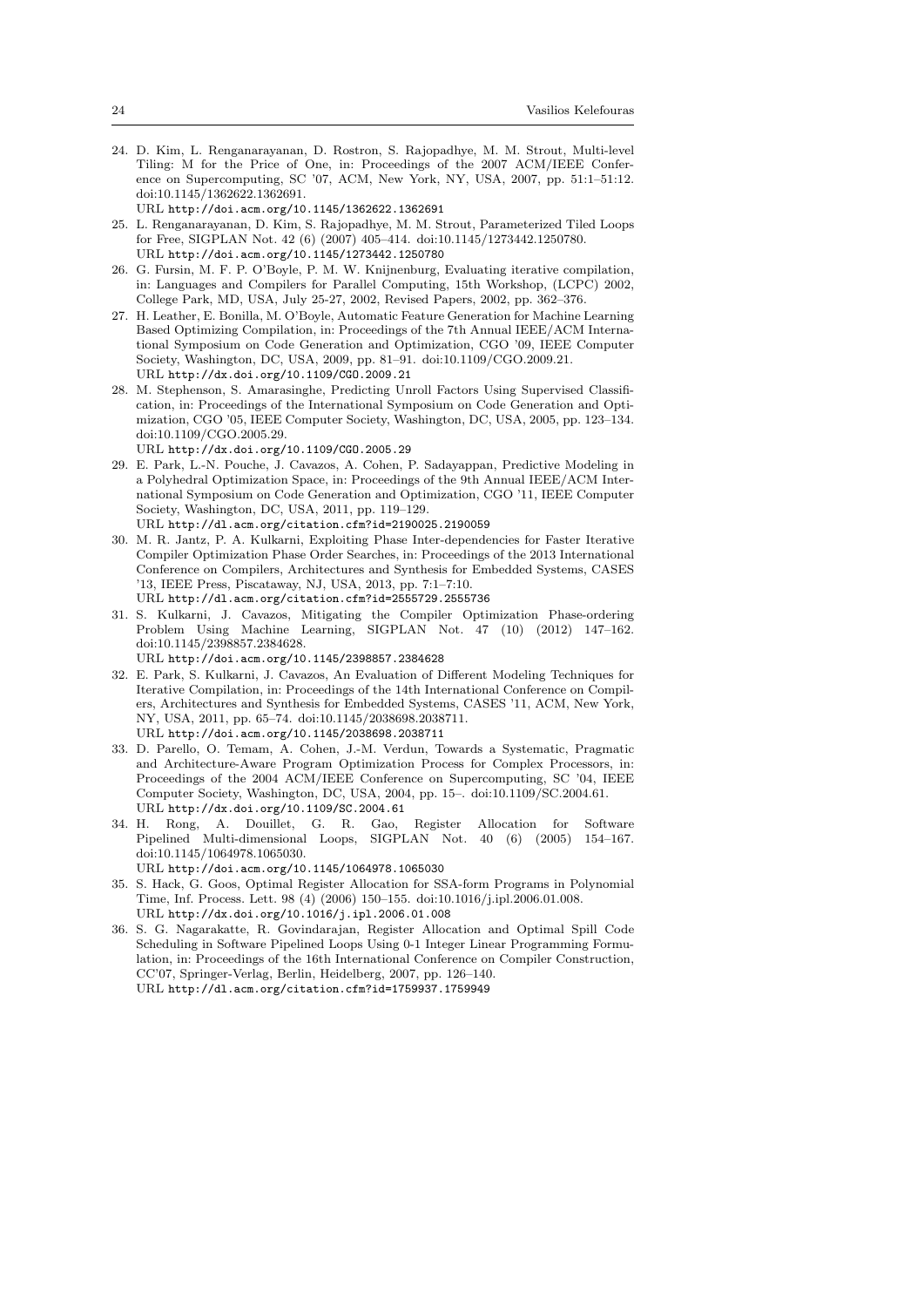24. D. Kim, L. Renganarayanan, D. Rostron, S. Rajopadhye, M. M. Strout, Multi-level Tiling: M for the Price of One, in: Proceedings of the 2007 ACM/IEEE Conference on Supercomputing, SC '07, ACM, New York, NY, USA, 2007, pp. 51:1–51:12. doi:10.1145/1362622.1362691.
URL http://doi.acm.org/10.1145/1362622.1362691
25. L. Renganarayanan, D. Kim, S. Rajopadhye, M. M. Strout, Parameterized Tiled Loops for Free, SIGPLAN Not. 42 (6) (2007) 405–414. doi:10.1145/1273442.1250780.
URL http://doi.acm.org/10.1145/1273442.1250780
26. G. Fursin, M. F. P. O'Boyle, P. M. W. Knijnenburg, Evaluating iterative compilation, in: Languages and Compilers for Parallel Computing, 15th Workshop, (LCPC) 2002, College Park, MD, USA, July 25-27, 2002, Revised Papers, 2002, pp. 362–376.
27. H. Leather, E. Bonilla, M. O'Boyle, Automatic Feature Generation for Machine Learning Based Optimizing Compilation, in: Proceedings of the 7th Annual IEEE/ACM International Symposium on Code Generation and Optimization, CGO '09, IEEE Computer Society, Washington, DC, USA, 2009, pp. 81–91. doi:10.1109/CGO.2009.21.
URL http://dx.doi.org/10.1109/CGO.2009.21
28. M. Stephenson, S. Amarasinghe, Predicting Unroll Factors Using Supervised Classification, in: Proceedings of the International Symposium on Code Generation and Optimization, CGO '05, IEEE Computer Society, Washington, DC, USA, 2005, pp. 123–134. doi:10.1109/CGO.2005.29.
URL http://dx.doi.org/10.1109/CGO.2005.29
29. E. Park, L.-N. Pouche, J. Cavazos, A. Cohen, P. Sadayappan, Predictive Modeling in a Polyhedral Optimization Space, in: Proceedings of the 9th Annual IEEE/ACM International Symposium on Code Generation and Optimization, CGO '11, IEEE Computer Society, Washington, DC, USA, 2011, pp. 119–129.
URL http://dl.acm.org/citation.cfm?id=2190025.2190059
30. M. R. Jantz, P. A. Kulkarni, Exploiting Phase Inter-dependencies for Faster Iterative Compiler Optimization Phase Order Searches, in: Proceedings of the 2013 International Conference on Compilers, Architectures and Synthesis for Embedded Systems, CASES '13, IEEE Press, Piscataway, NJ, USA, 2013, pp. 7:1–7:10.
URL http://dl.acm.org/citation.cfm?id=2555729.2555736
31. S. Kulkarni, J. Cavazos, Mitigating the Compiler Optimization Phase-ordering Problem Using Machine Learning, SIGPLAN Not. 47 (10) (2012) 147–162. doi:10.1145/2398857.2384628.
URL http://doi.acm.org/10.1145/2398857.2384628
32. E. Park, S. Kulkarni, J. Cavazos, An Evaluation of Different Modeling Techniques for Iterative Compilation, in: Proceedings of the 14th International Conference on Compilers, Architectures and Synthesis for Embedded Systems, CASES '11, ACM, New York, NY, USA, 2011, pp. 65–74. doi:10.1145/2038698.2038711.
URL http://doi.acm.org/10.1145/2038698.2038711
33. D. Parello, O. Temam, A. Cohen, J.-M. Verdun, Towards a Systematic, Pragmatic and Architecture-Aware Program Optimization Process for Complex Processors, in: Proceedings of the 2004 ACM/IEEE Conference on Supercomputing, SC '04, IEEE Computer Society, Washington, DC, USA, 2004, pp. 15–. doi:10.1109/SC.2004.61.
URL http://dx.doi.org/10.1109/SC.2004.61
34. H. Rong, A. Douillet, G. R. Gao, Register Allocation for Software Pipelined Multi-dimensional Loops, SIGPLAN Not. 40 (6) (2005) 154–167. doi:10.1145/1064978.1065030.
URL http://doi.acm.org/10.1145/1064978.1065030
35. S. Hack, G. Goos, Optimal Register Allocation for SSA-form Programs in Polynomial Time, Inf. Process. Lett. 98 (4) (2006) 150–155. doi:10.1016/j.ipl.2006.01.008.
URL http://dx.doi.org/10.1016/j.ipl.2006.01.008
36. S. G. Nagarakatte, R. Govindarajan, Register Allocation and Optimal Spill Code Scheduling in Software Pipelined Loops Using 0-1 Integer Linear Programming Formulation, in: Proceedings of the 16th International Conference on Compiler Construction, CC'07, Springer-Verlag, Berlin, Heidelberg, 2007, pp. 126–140.
URL http://dl.acm.org/citation.cfm?id=1759937.1759949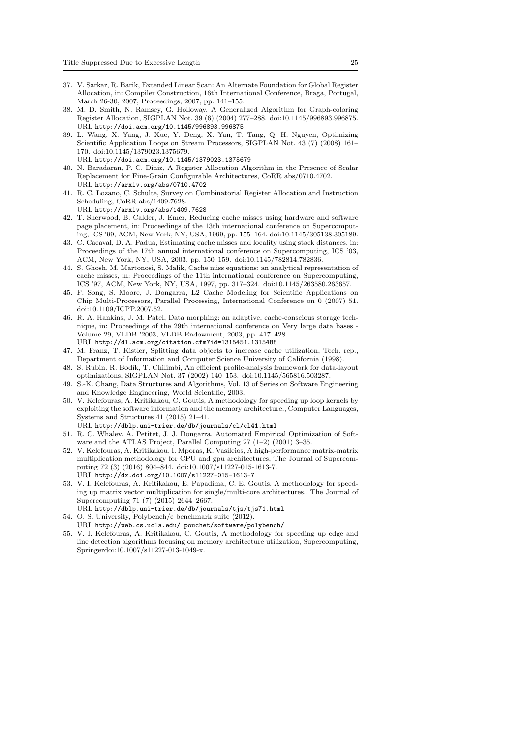37. V. Sarkar, R. Barik, Extended Linear Scan: An Alternate Foundation for Global Register Allocation, in: Compiler Construction, 16th International Conference, Braga, Portugal, March 26-30, 2007, Proceedings, 2007, pp. 141–155.
38. M. D. Smith, N. Ramsey, G. Holloway, A Generalized Algorithm for Graph-coloring Register Allocation, SIGPLAN Not. 39 (6) (2004) 277–288. doi:10.1145/996893.996875. URL http://doi.acm.org/10.1145/996893.996875
39. L. Wang, X. Yang, J. Xue, Y. Deng, X. Yan, T. Tang, Q. H. Nguyen, Optimizing Scientific Application Loops on Stream Processors, SIGPLAN Not. 43 (7) (2008) 161–170. doi:10.1145/1379023.1375679.
URL http://doi.acm.org/10.1145/1379023.1375679
40. N. Baradaran, P. C. Diniz, A Register Allocation Algorithm in the Presence of Scalar Replacement for Fine-Grain Configurable Architectures, CoRR abs/0710.4702.
URL http://arxiv.org/abs/0710.4702
41. R. C. Lozano, C. Schulte, Survey on Combinatorial Register Allocation and Instruction Scheduling, CoRR abs/1409.7628.
URL http://arxiv.org/abs/1409.7628
42. T. Sherwood, B. Calder, J. Emer, Reducing cache misses using hardware and software page placement, in: Proceedings of the 13th international conference on Supercomputing, ICS '99, ACM, New York, NY, USA, 1999, pp. 155–164. doi:10.1145/305138.305189.
43. C. Cacaval, D. A. Padua, Estimating cache misses and locality using stack distances, in: Proceedings of the 17th annual international conference on Supercomputing, ICS '03, ACM, New York, NY, USA, 2003, pp. 150–159. doi:10.1145/782814.782836.
44. S. Ghosh, M. Martonosi, S. Malik, Cache miss equations: an analytical representation of cache misses, in: Proceedings of the 11th international conference on Supercomputing, ICS '97, ACM, New York, NY, USA, 1997, pp. 317–324. doi:10.1145/263580.263657.
45. F. Song, S. Moore, J. Dongarra, L2 Cache Modeling for Scientific Applications on Chip Multi-Processors, Parallel Processing, International Conference on 0 (2007) 51. doi:10.1109/ICPP.2007.52.
46. R. A. Hankins, J. M. Patel, Data morphing: an adaptive, cache-conscious storage technique, in: Proceedings of the 29th international conference on Very large data bases - Volume 29, VLDB '2003, VLDB Endowment, 2003, pp. 417–428.
URL http://dl.acm.org/citation.cfm?id=1315451.1315488
47. M. Franz, T. Kistler, Splitting data objects to increase cache utilization, Tech. rep., Department of Information and Computer Science University of California (1998).
48. S. Rubin, R. Bodík, T. Chilimbi, An efficient profile-analysis framework for data-layout optimizations, SIGPLAN Not. 37 (2002) 140–153. doi:10.1145/565816.503287.
49. S.-K. Chang, Data Structures and Algorithms, Vol. 13 of Series on Software Engineering and Knowledge Engineering, World Scientific, 2003.
50. V. Kelefouras, A. Kritikakou, C. Goutis, A methodology for speeding up loop kernels by exploiting the software information and the memory architecture., Computer Languages, Systems and Structures 41 (2015) 21–41.
URL http://dblp.uni-trier.de/db/journals/cl/cl41.html
51. R. C. Whaley, A. Petitet, J. J. Dongarra, Automated Empirical Optimization of Software and the ATLAS Project, Parallel Computing 27 (1–2) (2001) 3–35.
52. V. Kelefouras, A. Kritikakou, I. Mporas, K. Vasileios, A high-performance matrix-matrix multiplication methodology for CPU and gpu architectures, The Journal of Supercomputing 72 (3) (2016) 804–844. doi:10.1007/s11227-015-1613-7.
URL http://dx.doi.org/10.1007/s11227-015-1613-7
53. V. I. Kelefouras, A. Kritikakou, E. Papadima, C. E. Goutis, A methodology for speeding up matrix vector multiplication for single/multi-core architectures., The Journal of Supercomputing 71 (7) (2015) 2644–2667.
URL http://dblp.uni-trier.de/db/journals/tjs/tjs71.html
54. O. S. University, Polybench/c benchmark suite (2012).
URL http://web.cs.ucla.edu/ pouchet/software/polybench/
55. V. I. Kelefouras, A. Kritikakou, C. Goutis, A methodology for speeding up edge and line detection algorithms focusing on memory architecture utilization, Supercomputing, Springerdoi:10.1007/s11227-013-1049-x.